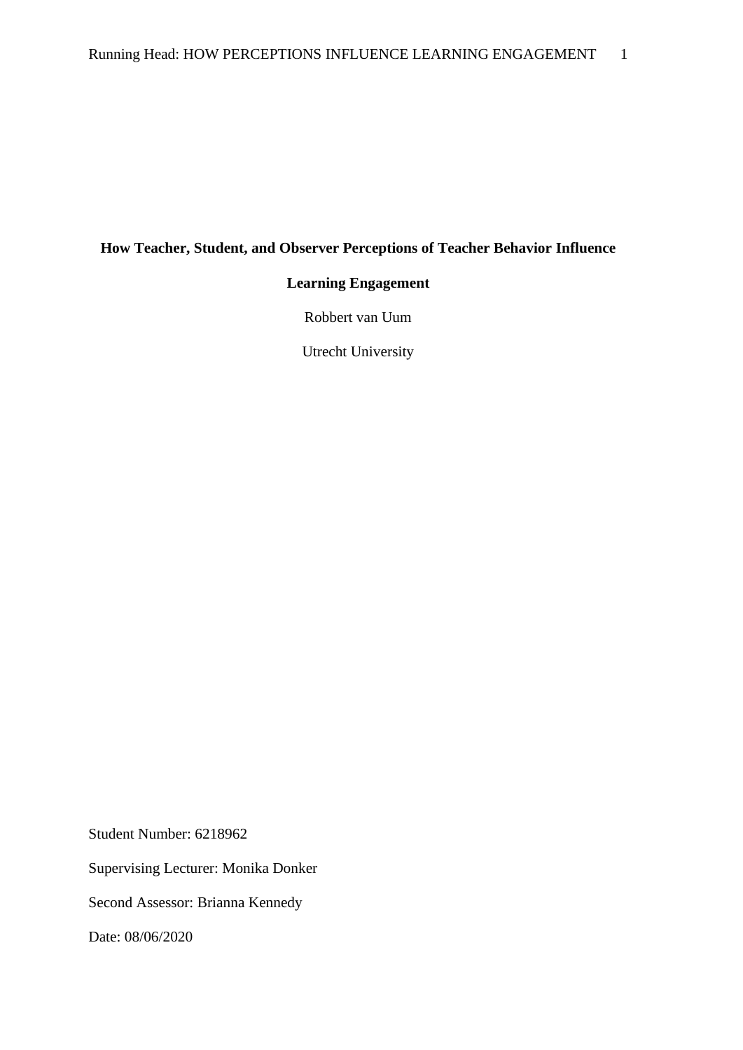# How Teacher, Student, and Observer Perceptions of Teacher Behavior Influence Learning Engagement

Robbert van Uum

Utrecht University

Student Number: 6218962

Supervising Lecturer: Monika Donker

Second Assessor: Brianna Kennedy

Date: 08/06/2020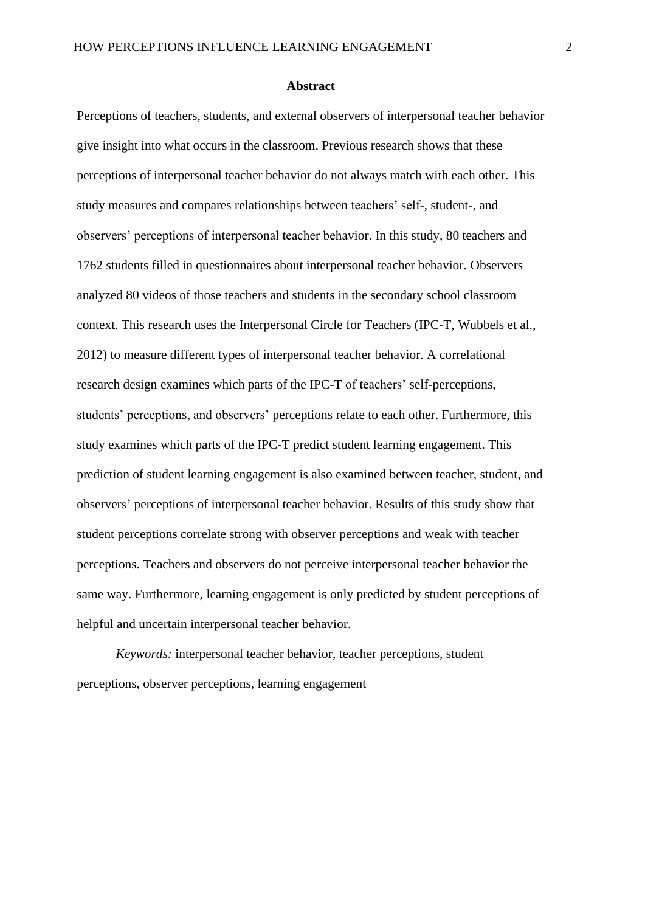## Abstract

Perceptions of teachers, students, and external observers of interpersonal teacher behavior give insight into what occurs in the classroom. Previous research shows that these perceptions of interpersonal teacher behavior do not always match with each other. This study measures and compares relationships between teachers' self-, student-, and observers' perceptions of interpersonal teacher behavior. In this study, 80 teachers and 1762 students filled in questionnaires about interpersonal teacher behavior. Observers analyzed 80 videos of those teachers and students in the secondary school classroom context. This research uses the Interpersonal Circle for Teachers (IPC-T, Wubbels et al., 2012) to measure different types of interpersonal teacher behavior. A correlational research design examines which parts of the IPC-T of teachers' self-perceptions, students' perceptions, and observers' perceptions relate to each other. Furthermore, this study examines which parts of the IPC-T predict student learning engagement. This prediction of student learning engagement is also examined between teacher, student, and observers' perceptions of interpersonal teacher behavior. Results of this study show that student perceptions correlate strong with observer perceptions and weak with teacher perceptions. Teachers and observers do not perceive interpersonal teacher behavior the same way. Furthermore, learning engagement is only predicted by student perceptions of helpful and uncertain interpersonal teacher behavior.

*Keywords:* interpersonal teacher behavior, teacher perceptions, student perceptions, observer perceptions, learning engagement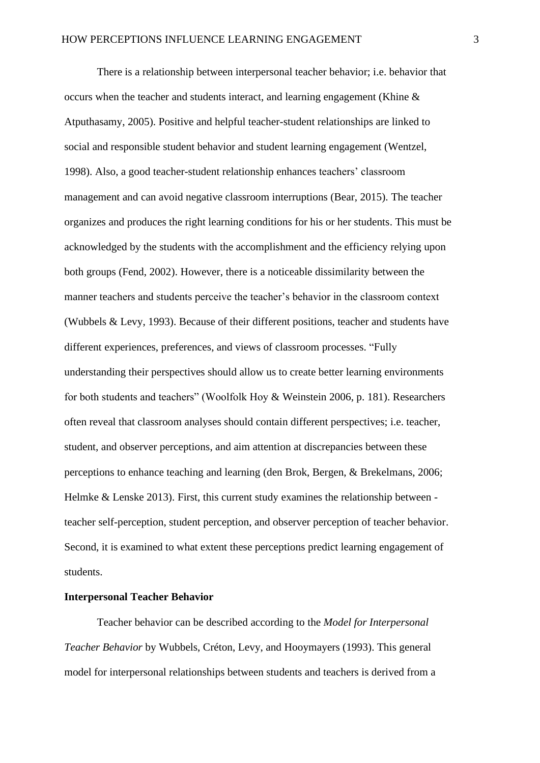There is a relationship between interpersonal teacher behavior; i.e. behavior that occurs when the teacher and students interact, and learning engagement (Khine & Atputhasamy, 2005). Positive and helpful teacher-student relationships are linked to social and responsible student behavior and student learning engagement (Wentzel, 1998). Also, a good teacher-student relationship enhances teachers' classroom management and can avoid negative classroom interruptions (Bear, 2015). The teacher organizes and produces the right learning conditions for his or her students. This must be acknowledged by the students with the accomplishment and the efficiency relying upon both groups (Fend, 2002). However, there is a noticeable dissimilarity between the manner teachers and students perceive the teacher's behavior in the classroom context (Wubbels & Levy, 1993). Because of their different positions, teacher and students have different experiences, preferences, and views of classroom processes. "Fully understanding their perspectives should allow us to create better learning environments for both students and teachers" (Woolfolk Hoy & Weinstein 2006, p. 181). Researchers often reveal that classroom analyses should contain different perspectives; i.e. teacher, student, and observer perceptions, and aim attention at discrepancies between these perceptions to enhance teaching and learning (den Brok, Bergen, & Brekelmans, 2006; Helmke & Lenske 2013). First, this current study examines the relationship between - teacher self-perception, student perception, and observer perception of teacher behavior. Second, it is examined to what extent these perceptions predict learning engagement of students.

## Interpersonal Teacher Behavior

Teacher behavior can be described according to the *Model for Interpersonal Teacher Behavior* by Wubbels, Créton, Levy, and Hooymayers (1993). This general model for interpersonal relationships between students and teachers is derived from a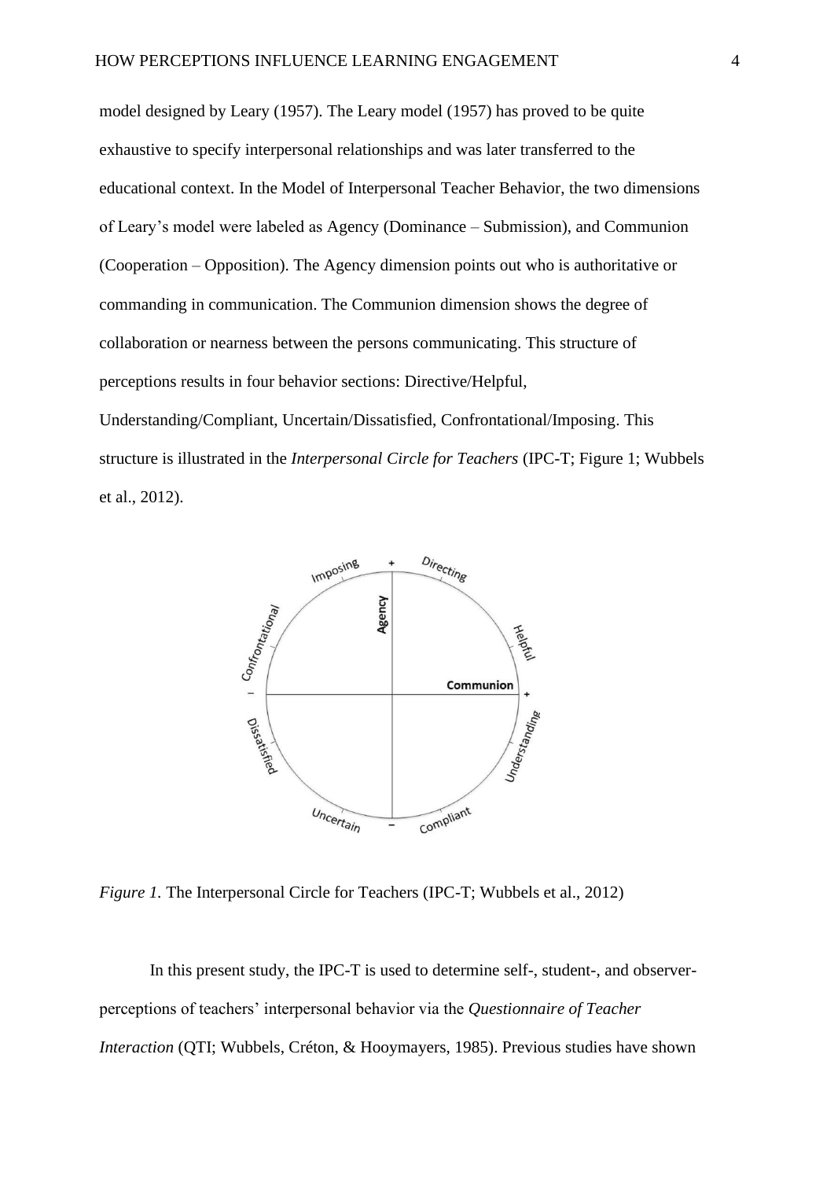model designed by Leary (1957). The Leary model (1957) has proved to be quite exhaustive to specify interpersonal relationships and was later transferred to the educational context. In the Model of Interpersonal Teacher Behavior, the two dimensions of Leary's model were labeled as Agency (Dominance – Submission), and Communion (Cooperation – Opposition). The Agency dimension points out who is authoritative or commanding in communication. The Communion dimension shows the degree of collaboration or nearness between the persons communicating. This structure of perceptions results in four behavior sections: Directive/Helpful, Understanding/Compliant, Uncertain/Dissatisfied, Confrontational/Imposing. This structure is illustrated in the *Interpersonal Circle for Teachers* (IPC-T; Figure 1; Wubbels et al., 2012).

*Figure 1.* The Interpersonal Circle for Teachers (IPC-T; Wubbels et al., 2012)

In this present study, the IPC-T is used to determine self-, student-, and observer-perceptions of teachers' interpersonal behavior via the *Questionnaire of Teacher Interaction* (QTI; Wubbels, Créton, & Hooymayers, 1985). Previous studies have shown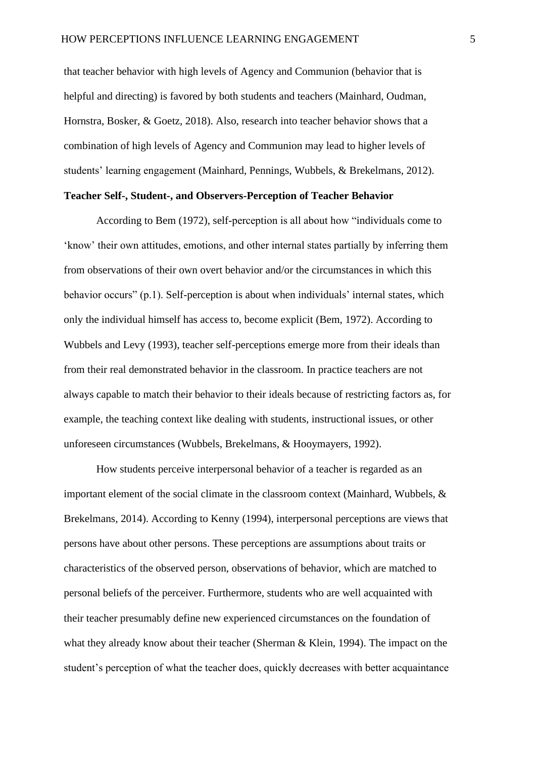that teacher behavior with high levels of Agency and Communion (behavior that is helpful and directing) is favored by both students and teachers (Mainhard, Oudman, Hornstra, Bosker, & Goetz, 2018). Also, research into teacher behavior shows that a combination of high levels of Agency and Communion may lead to higher levels of students' learning engagement (Mainhard, Pennings, Wubbels, & Brekelmans, 2012).

**Teacher Self-, Student-, and Observers-Perception of Teacher Behavior**

According to Bem (1972), self-perception is all about how "individuals come to 'know' their own attitudes, emotions, and other internal states partially by inferring them from observations of their own overt behavior and/or the circumstances in which this behavior occurs" (p.1). Self-perception is about when individuals' internal states, which only the individual himself has access to, become explicit (Bem, 1972). According to Wubbels and Levy (1993), teacher self-perceptions emerge more from their ideals than from their real demonstrated behavior in the classroom. In practice teachers are not always capable to match their behavior to their ideals because of restricting factors as, for example, the teaching context like dealing with students, instructional issues, or other unforeseen circumstances (Wubbels, Brekelmans, & Hooymayers, 1992).

How students perceive interpersonal behavior of a teacher is regarded as an important element of the social climate in the classroom context (Mainhard, Wubbels, & Brekelmans, 2014). According to Kenny (1994), interpersonal perceptions are views that persons have about other persons. These perceptions are assumptions about traits or characteristics of the observed person, observations of behavior, which are matched to personal beliefs of the perceiver. Furthermore, students who are well acquainted with their teacher presumably define new experienced circumstances on the foundation of what they already know about their teacher (Sherman & Klein, 1994). The impact on the student's perception of what the teacher does, quickly decreases with better acquaintance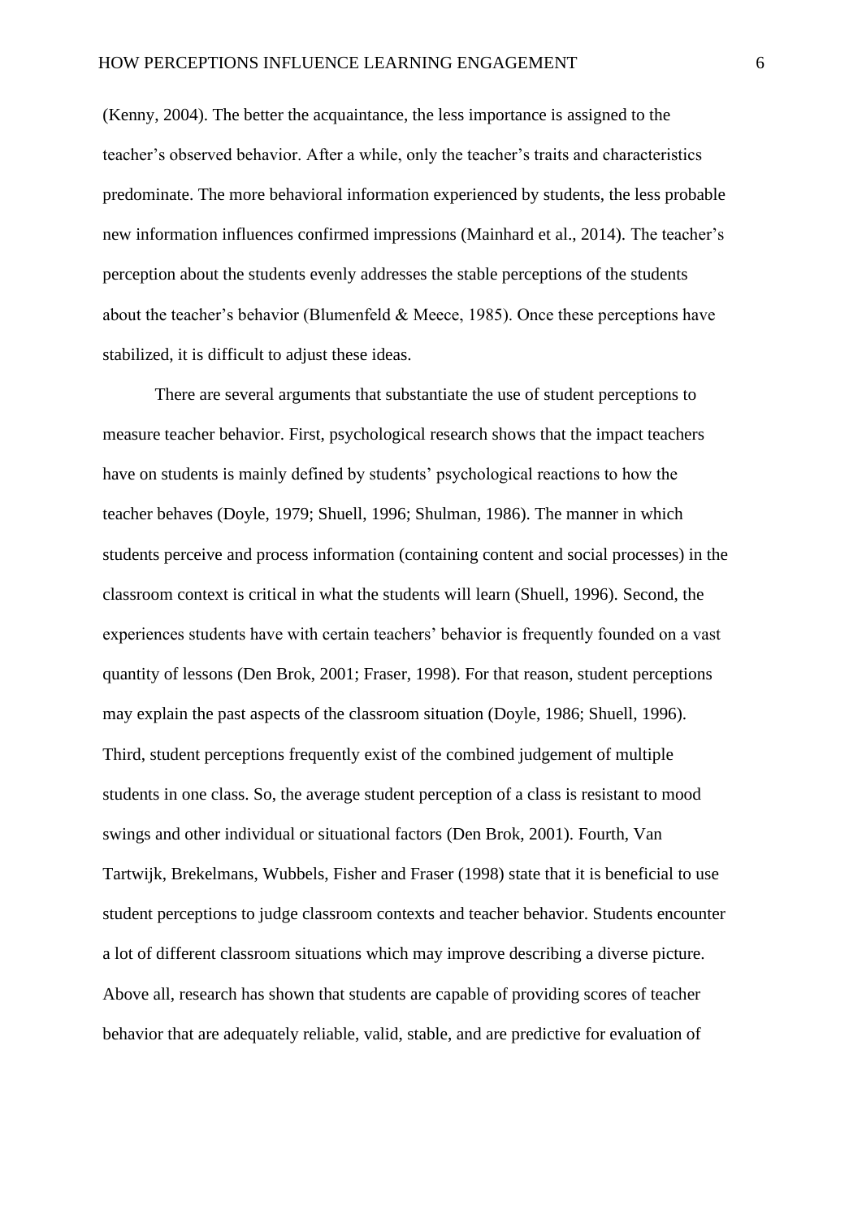(Kenny, 2004). The better the acquaintance, the less importance is assigned to the teacher's observed behavior. After a while, only the teacher's traits and characteristics predominate. The more behavioral information experienced by students, the less probable new information influences confirmed impressions (Mainhard et al., 2014). The teacher's perception about the students evenly addresses the stable perceptions of the students about the teacher's behavior (Blumenfeld & Meece, 1985). Once these perceptions have stabilized, it is difficult to adjust these ideas.

There are several arguments that substantiate the use of student perceptions to measure teacher behavior. First, psychological research shows that the impact teachers have on students is mainly defined by students' psychological reactions to how the teacher behaves (Doyle, 1979; Shuell, 1996; Shulman, 1986). The manner in which students perceive and process information (containing content and social processes) in the classroom context is critical in what the students will learn (Shuell, 1996). Second, the experiences students have with certain teachers' behavior is frequently founded on a vast quantity of lessons (Den Brok, 2001; Fraser, 1998). For that reason, student perceptions may explain the past aspects of the classroom situation (Doyle, 1986; Shuell, 1996). Third, student perceptions frequently exist of the combined judgement of multiple students in one class. So, the average student perception of a class is resistant to mood swings and other individual or situational factors (Den Brok, 2001). Fourth, Van Tartwijk, Brekelmans, Wubbels, Fisher and Fraser (1998) state that it is beneficial to use student perceptions to judge classroom contexts and teacher behavior. Students encounter a lot of different classroom situations which may improve describing a diverse picture. Above all, research has shown that students are capable of providing scores of teacher behavior that are adequately reliable, valid, stable, and are predictive for evaluation of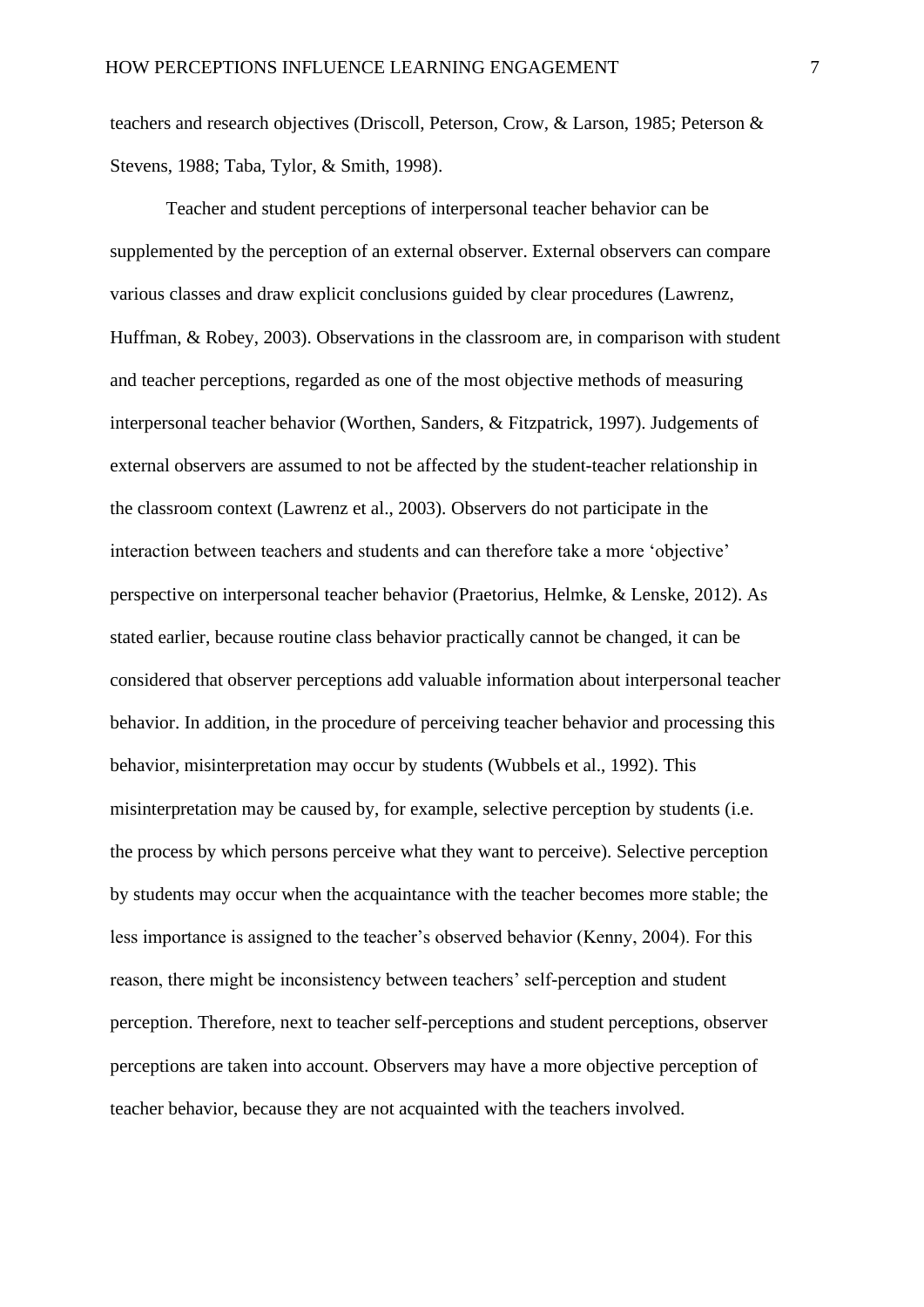teachers and research objectives (Driscoll, Peterson, Crow, & Larson, 1985; Peterson & Stevens, 1988; Taba, Tylor, & Smith, 1998).

Teacher and student perceptions of interpersonal teacher behavior can be supplemented by the perception of an external observer. External observers can compare various classes and draw explicit conclusions guided by clear procedures (Lawrenz, Huffman, & Robey, 2003). Observations in the classroom are, in comparison with student and teacher perceptions, regarded as one of the most objective methods of measuring interpersonal teacher behavior (Worthen, Sanders, & Fitzpatrick, 1997). Judgements of external observers are assumed to not be affected by the student-teacher relationship in the classroom context (Lawrenz et al., 2003). Observers do not participate in the interaction between teachers and students and can therefore take a more 'objective' perspective on interpersonal teacher behavior (Praetorius, Helmke, & Lenske, 2012). As stated earlier, because routine class behavior practically cannot be changed, it can be considered that observer perceptions add valuable information about interpersonal teacher behavior. In addition, in the procedure of perceiving teacher behavior and processing this behavior, misinterpretation may occur by students (Wubbels et al., 1992). This misinterpretation may be caused by, for example, selective perception by students (i.e. the process by which persons perceive what they want to perceive). Selective perception by students may occur when the acquaintance with the teacher becomes more stable; the less importance is assigned to the teacher's observed behavior (Kenny, 2004). For this reason, there might be inconsistency between teachers' self-perception and student perception. Therefore, next to teacher self-perceptions and student perceptions, observer perceptions are taken into account. Observers may have a more objective perception of teacher behavior, because they are not acquainted with the teachers involved.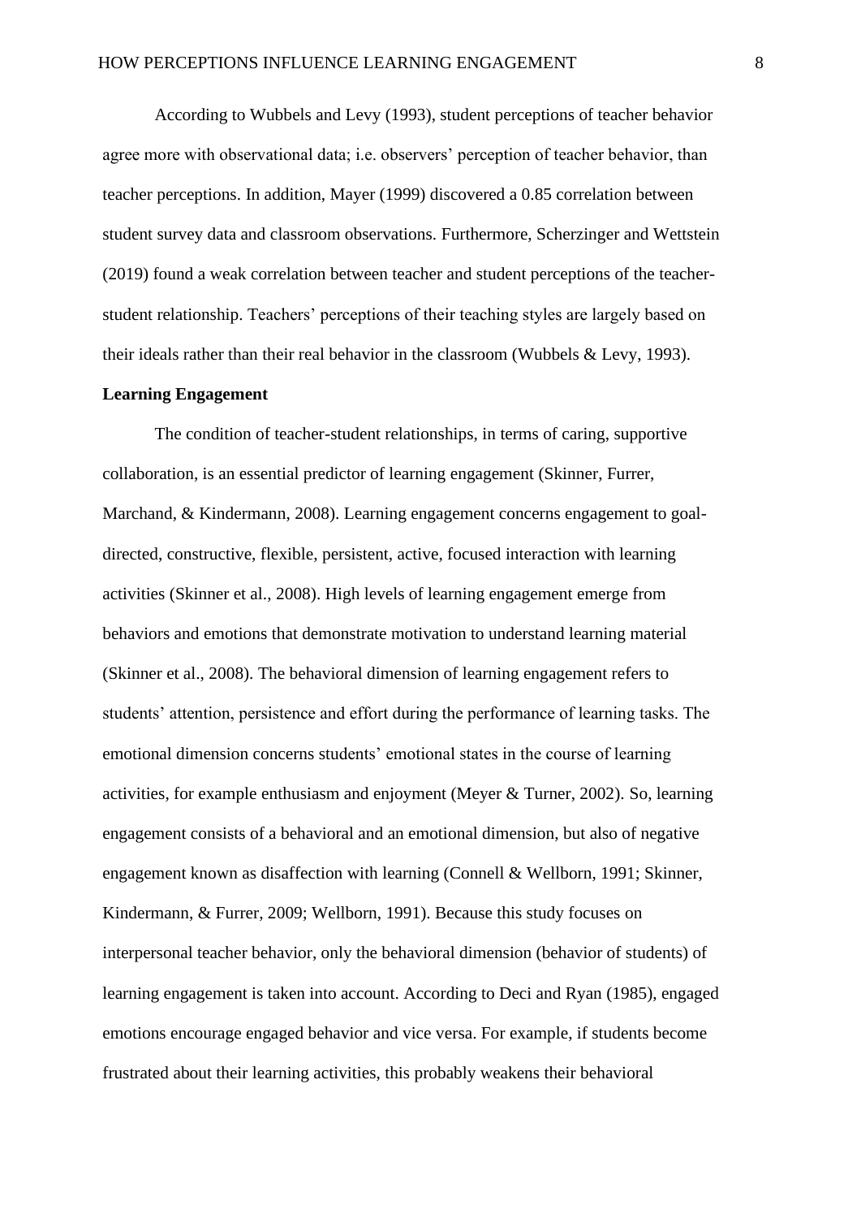According to Wubbels and Levy (1993), student perceptions of teacher behavior agree more with observational data; i.e. observers' perception of teacher behavior, than teacher perceptions. In addition, Mayer (1999) discovered a 0.85 correlation between student survey data and classroom observations. Furthermore, Scherzinger and Wettstein (2019) found a weak correlation between teacher and student perceptions of the teacher-student relationship. Teachers' perceptions of their teaching styles are largely based on their ideals rather than their real behavior in the classroom (Wubbels & Levy, 1993).

**Learning Engagement**

The condition of teacher-student relationships, in terms of caring, supportive collaboration, is an essential predictor of learning engagement (Skinner, Furrer, Marchand, & Kindermann, 2008). Learning engagement concerns engagement to goal-directed, constructive, flexible, persistent, active, focused interaction with learning activities (Skinner et al., 2008). High levels of learning engagement emerge from behaviors and emotions that demonstrate motivation to understand learning material (Skinner et al., 2008). The behavioral dimension of learning engagement refers to students' attention, persistence and effort during the performance of learning tasks. The emotional dimension concerns students' emotional states in the course of learning activities, for example enthusiasm and enjoyment (Meyer & Turner, 2002). So, learning engagement consists of a behavioral and an emotional dimension, but also of negative engagement known as disaffection with learning (Connell & Wellborn, 1991; Skinner, Kindermann, & Furrer, 2009; Wellborn, 1991). Because this study focuses on interpersonal teacher behavior, only the behavioral dimension (behavior of students) of learning engagement is taken into account. According to Deci and Ryan (1985), engaged emotions encourage engaged behavior and vice versa. For example, if students become frustrated about their learning activities, this probably weakens their behavioral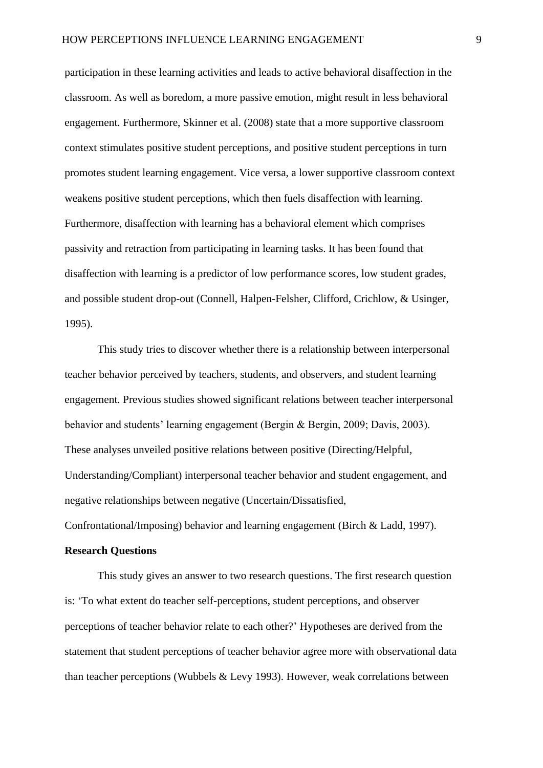participation in these learning activities and leads to active behavioral disaffection in the classroom. As well as boredom, a more passive emotion, might result in less behavioral engagement. Furthermore, Skinner et al. (2008) state that a more supportive classroom context stimulates positive student perceptions, and positive student perceptions in turn promotes student learning engagement. Vice versa, a lower supportive classroom context weakens positive student perceptions, which then fuels disaffection with learning. Furthermore, disaffection with learning has a behavioral element which comprises passivity and retraction from participating in learning tasks. It has been found that disaffection with learning is a predictor of low performance scores, low student grades, and possible student drop-out (Connell, Halpen-Felsher, Clifford, Crichlow, & Usinger, 1995).

This study tries to discover whether there is a relationship between interpersonal teacher behavior perceived by teachers, students, and observers, and student learning engagement. Previous studies showed significant relations between teacher interpersonal behavior and students' learning engagement (Bergin & Bergin, 2009; Davis, 2003). These analyses unveiled positive relations between positive (Directing/Helpful, Understanding/Compliant) interpersonal teacher behavior and student engagement, and negative relationships between negative (Uncertain/Dissatisfied, Confrontational/Imposing) behavior and learning engagement (Birch & Ladd, 1997).

**Research Questions**

This study gives an answer to two research questions. The first research question is: 'To what extent do teacher self-perceptions, student perceptions, and observer perceptions of teacher behavior relate to each other?' Hypotheses are derived from the statement that student perceptions of teacher behavior agree more with observational data than teacher perceptions (Wubbels & Levy 1993). However, weak correlations between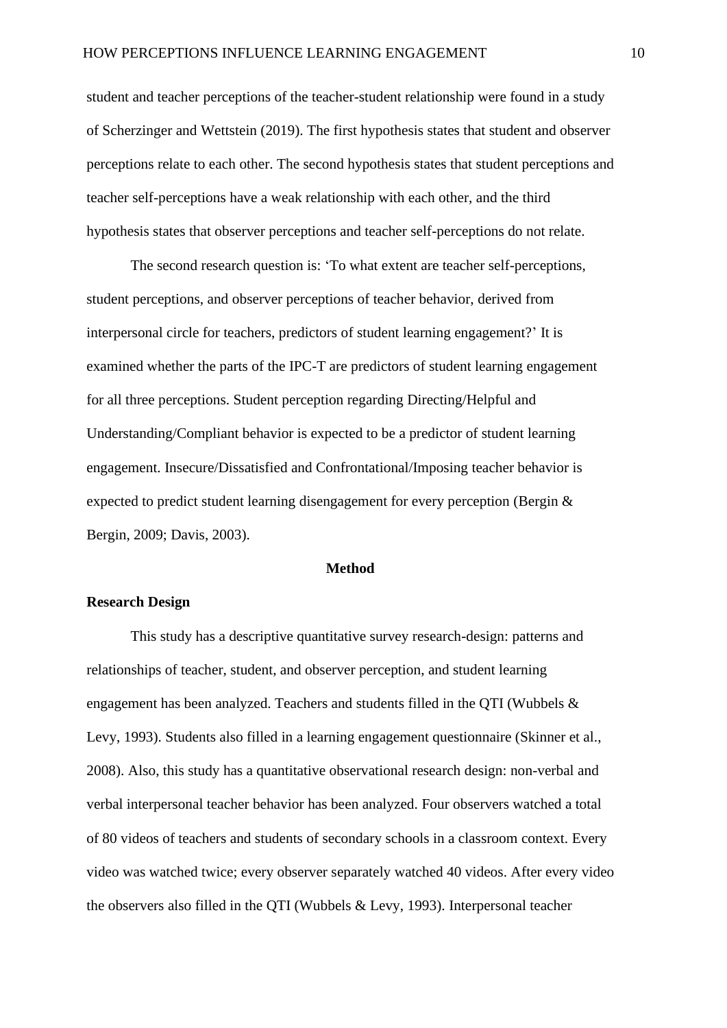student and teacher perceptions of the teacher-student relationship were found in a study of Scherzinger and Wettstein (2019). The first hypothesis states that student and observer perceptions relate to each other. The second hypothesis states that student perceptions and teacher self-perceptions have a weak relationship with each other, and the third hypothesis states that observer perceptions and teacher self-perceptions do not relate.

The second research question is: 'To what extent are teacher self-perceptions, student perceptions, and observer perceptions of teacher behavior, derived from interpersonal circle for teachers, predictors of student learning engagement?' It is examined whether the parts of the IPC-T are predictors of student learning engagement for all three perceptions. Student perception regarding Directing/Helpful and Understanding/Compliant behavior is expected to be a predictor of student learning engagement. Insecure/Dissatisfied and Confrontational/Imposing teacher behavior is expected to predict student learning disengagement for every perception (Bergin & Bergin, 2009; Davis, 2003).

# Method

## Research Design

This study has a descriptive quantitative survey research-design: patterns and relationships of teacher, student, and observer perception, and student learning engagement has been analyzed. Teachers and students filled in the QTI (Wubbels & Levy, 1993). Students also filled in a learning engagement questionnaire (Skinner et al., 2008). Also, this study has a quantitative observational research design: non-verbal and verbal interpersonal teacher behavior has been analyzed. Four observers watched a total of 80 videos of teachers and students of secondary schools in a classroom context. Every video was watched twice; every observer separately watched 40 videos. After every video the observers also filled in the QTI (Wubbels & Levy, 1993). Interpersonal teacher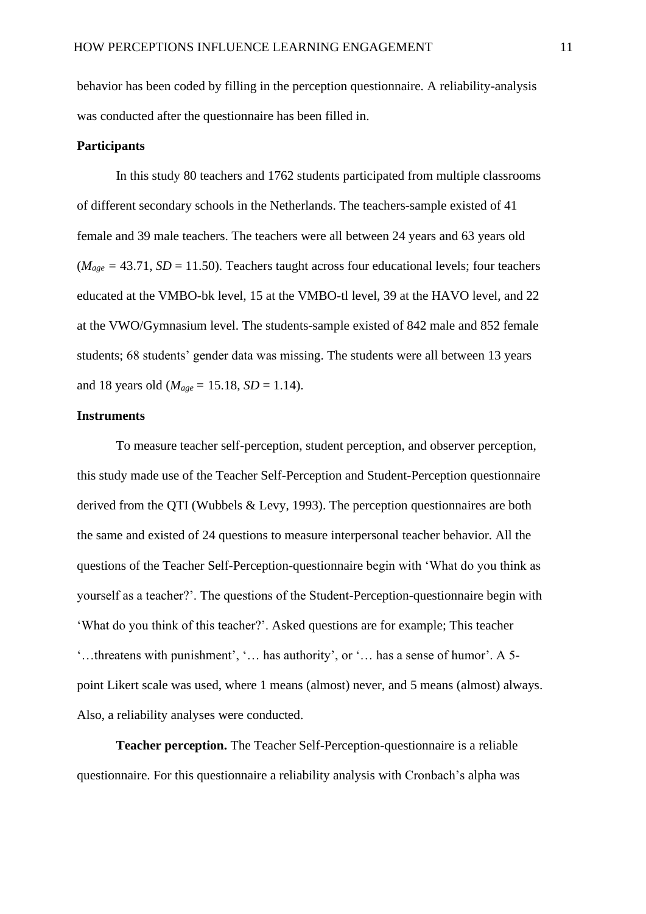behavior has been coded by filling in the perception questionnaire. A reliability-analysis was conducted after the questionnaire has been filled in.

**Participants**

In this study 80 teachers and 1762 students participated from multiple classrooms of different secondary schools in the Netherlands. The teachers-sample existed of 41 female and 39 male teachers. The teachers were all between 24 years and 63 years old ($M_{age}$ = 43.71, *SD* = 11.50). Teachers taught across four educational levels; four teachers educated at the VMBO-bk level, 15 at the VMBO-tl level, 39 at the HAVO level, and 22 at the VWO/Gymnasium level. The students-sample existed of 842 male and 852 female students; 68 students' gender data was missing. The students were all between 13 years and 18 years old ($M_{age}$ = 15.18, *SD* = 1.14).

**Instruments**

To measure teacher self-perception, student perception, and observer perception, this study made use of the Teacher Self-Perception and Student-Perception questionnaire derived from the QTI (Wubbels & Levy, 1993). The perception questionnaires are both the same and existed of 24 questions to measure interpersonal teacher behavior. All the questions of the Teacher Self-Perception-questionnaire begin with 'What do you think as yourself as a teacher?'. The questions of the Student-Perception-questionnaire begin with 'What do you think of this teacher?'. Asked questions are for example; This teacher '…threatens with punishment', '… has authority', or '… has a sense of humor'. A 5-point Likert scale was used, where 1 means (almost) never, and 5 means (almost) always. Also, a reliability analyses were conducted.

**Teacher perception.** The Teacher Self-Perception-questionnaire is a reliable questionnaire. For this questionnaire a reliability analysis with Cronbach's alpha was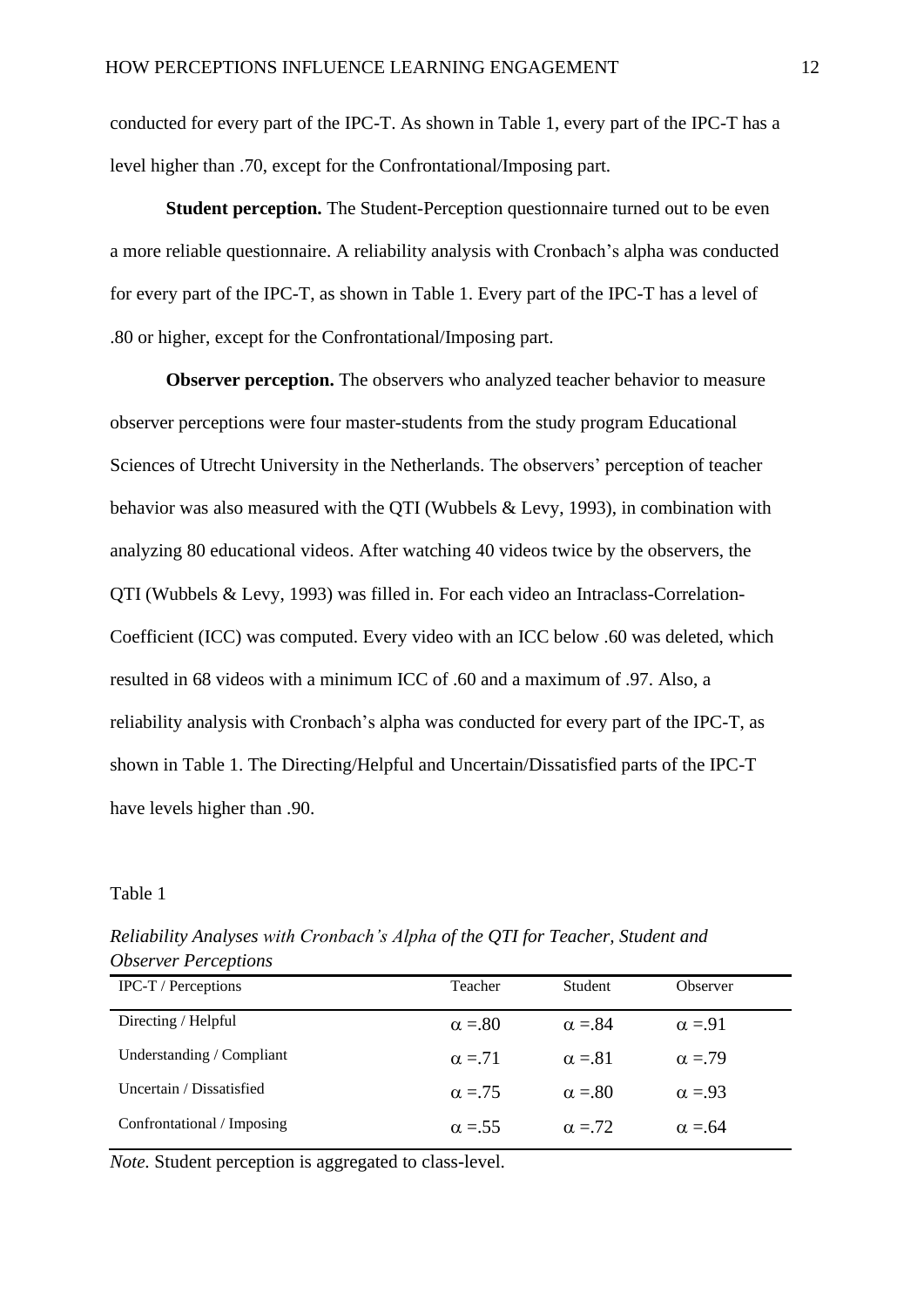conducted for every part of the IPC-T. As shown in Table 1, every part of the IPC-T has a level higher than .70, except for the Confrontational/Imposing part.

**Student perception.** The Student-Perception questionnaire turned out to be even a more reliable questionnaire. A reliability analysis with Cronbach's alpha was conducted for every part of the IPC-T, as shown in Table 1. Every part of the IPC-T has a level of .80 or higher, except for the Confrontational/Imposing part.

**Observer perception.** The observers who analyzed teacher behavior to measure observer perceptions were four master-students from the study program Educational Sciences of Utrecht University in the Netherlands. The observers' perception of teacher behavior was also measured with the QTI (Wubbels & Levy, 1993), in combination with analyzing 80 educational videos. After watching 40 videos twice by the observers, the QTI (Wubbels & Levy, 1993) was filled in. For each video an Intraclass-Correlation-Coefficient (ICC) was computed. Every video with an ICC below .60 was deleted, which resulted in 68 videos with a minimum ICC of .60 and a maximum of .97. Also, a reliability analysis with Cronbach's alpha was conducted for every part of the IPC-T, as shown in Table 1. The Directing/Helpful and Uncertain/Dissatisfied parts of the IPC-T have levels higher than .90.

Table 1

*Reliability Analyses with Cronbach's Alpha of the QTI for Teacher, Student and Observer Perceptions*

| IPC-T / Perceptions | Teacher | Student | Observer |
|---|---|---|---|
| Directing / Helpful | $\alpha$ =.80 | $\alpha$ =.84 | $\alpha$ =.91 |
| Understanding / Compliant | $\alpha$ =.71 | $\alpha$ =.81 | $\alpha$ =.79 |
| Uncertain / Dissatisfied | $\alpha$ =.75 | $\alpha$ =.80 | $\alpha$ =.93 |
| Confrontational / Imposing | $\alpha$ =.55 | $\alpha$ =.72 | $\alpha$ =.64 |

*Note.* Student perception is aggregated to class-level.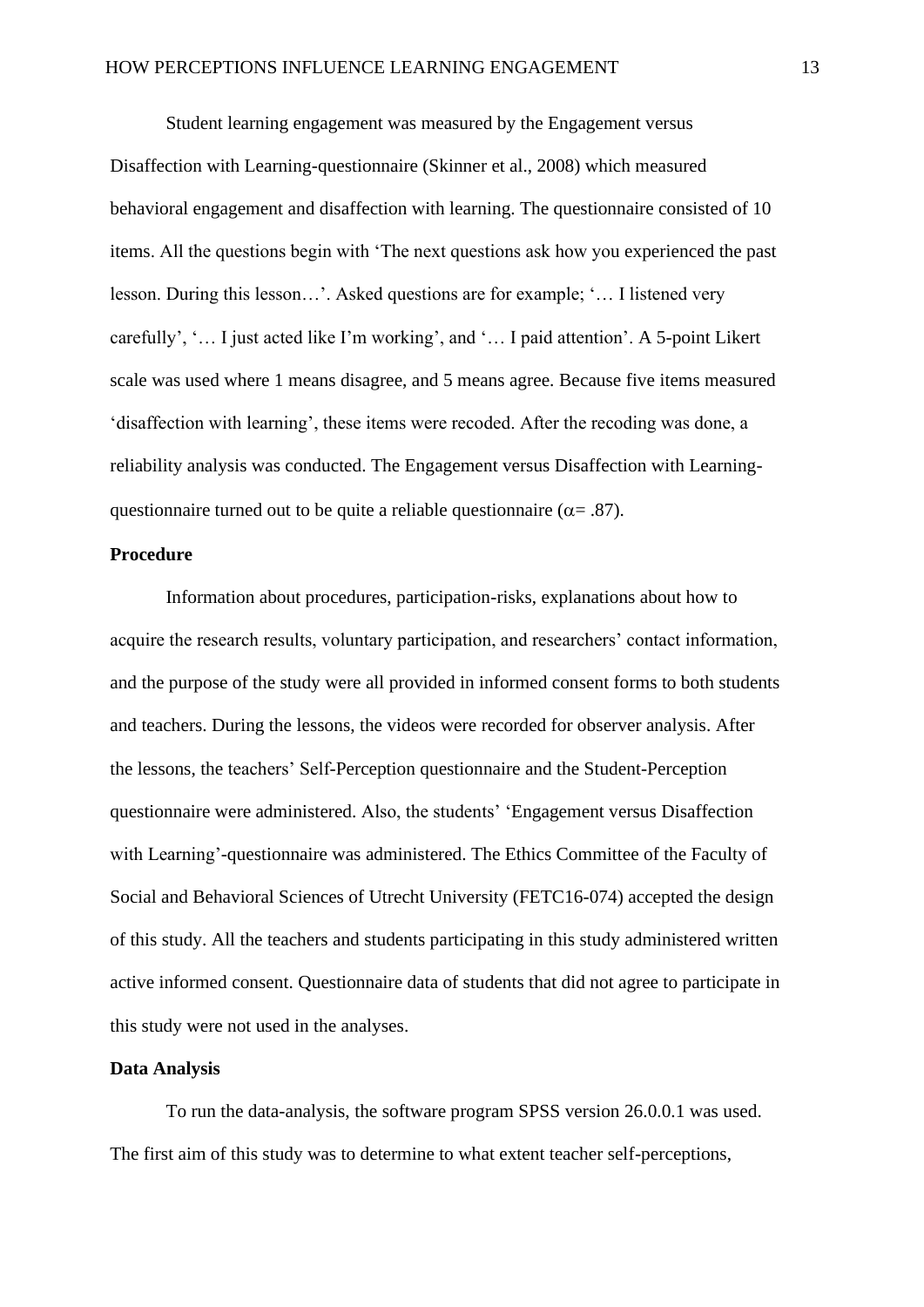Student learning engagement was measured by the Engagement versus Disaffection with Learning-questionnaire (Skinner et al., 2008) which measured behavioral engagement and disaffection with learning. The questionnaire consisted of 10 items. All the questions begin with 'The next questions ask how you experienced the past lesson. During this lesson…'. Asked questions are for example; '… I listened very carefully', '… I just acted like I'm working', and '… I paid attention'. A 5-point Likert scale was used where 1 means disagree, and 5 means agree. Because five items measured 'disaffection with learning', these items were recoded. After the recoding was done, a reliability analysis was conducted. The Engagement versus Disaffection with Learning-questionnaire turned out to be quite a reliable questionnaire ($\alpha$= .87).

**Procedure**

Information about procedures, participation-risks, explanations about how to acquire the research results, voluntary participation, and researchers' contact information, and the purpose of the study were all provided in informed consent forms to both students and teachers. During the lessons, the videos were recorded for observer analysis. After the lessons, the teachers' Self-Perception questionnaire and the Student-Perception questionnaire were administered. Also, the students' 'Engagement versus Disaffection with Learning'-questionnaire was administered. The Ethics Committee of the Faculty of Social and Behavioral Sciences of Utrecht University (FETC16-074) accepted the design of this study. All the teachers and students participating in this study administered written active informed consent. Questionnaire data of students that did not agree to participate in this study were not used in the analyses.

**Data Analysis**

To run the data-analysis, the software program SPSS version 26.0.0.1 was used. The first aim of this study was to determine to what extent teacher self-perceptions,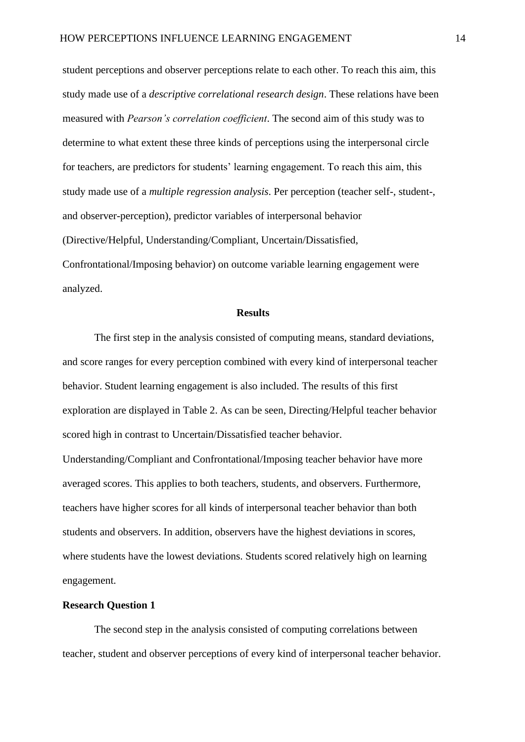student perceptions and observer perceptions relate to each other. To reach this aim, this study made use of a *descriptive correlational research design*. These relations have been measured with *Pearson's correlation coefficient*. The second aim of this study was to determine to what extent these three kinds of perceptions using the interpersonal circle for teachers, are predictors for students' learning engagement. To reach this aim, this study made use of a *multiple regression analysis*. Per perception (teacher self-, student-, and observer-perception), predictor variables of interpersonal behavior (Directive/Helpful, Understanding/Compliant, Uncertain/Dissatisfied, Confrontational/Imposing behavior) on outcome variable learning engagement were analyzed.

## Results

The first step in the analysis consisted of computing means, standard deviations, and score ranges for every perception combined with every kind of interpersonal teacher behavior. Student learning engagement is also included. The results of this first exploration are displayed in Table 2. As can be seen, Directing/Helpful teacher behavior scored high in contrast to Uncertain/Dissatisfied teacher behavior. Understanding/Compliant and Confrontational/Imposing teacher behavior have more averaged scores. This applies to both teachers, students, and observers. Furthermore, teachers have higher scores for all kinds of interpersonal teacher behavior than both students and observers. In addition, observers have the highest deviations in scores, where students have the lowest deviations. Students scored relatively high on learning engagement.

### Research Question 1

The second step in the analysis consisted of computing correlations between teacher, student and observer perceptions of every kind of interpersonal teacher behavior.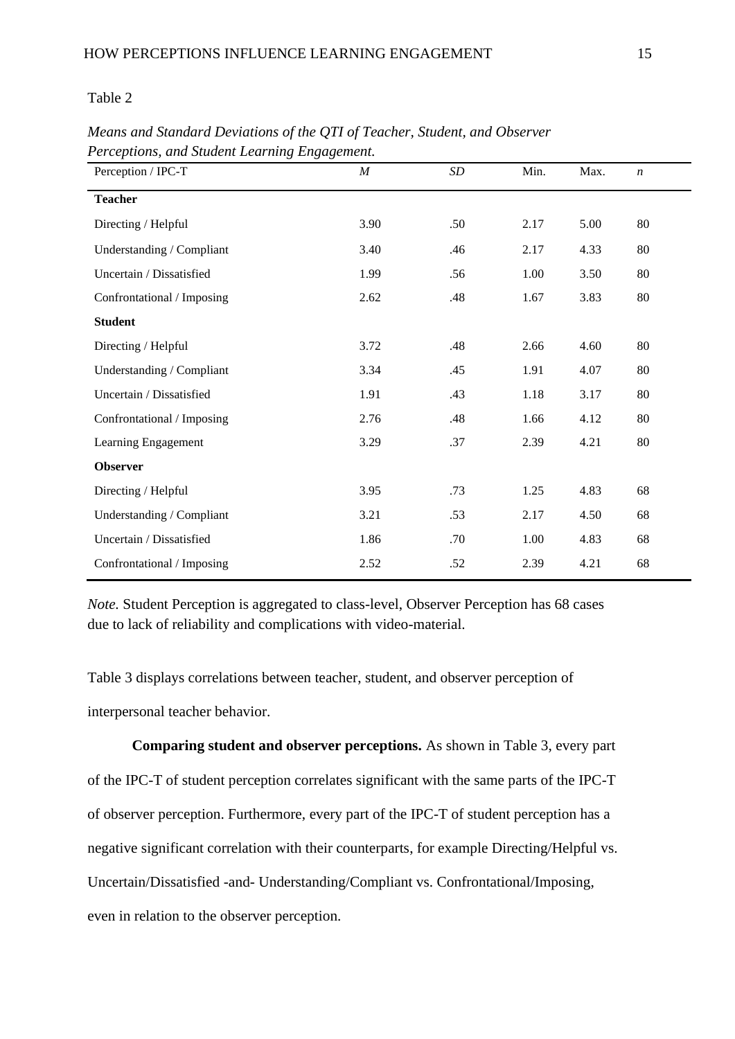Table 2

*Means and Standard Deviations of the QTI of Teacher, Student, and Observer Perceptions, and Student Learning Engagement.*

| Perception / IPC-T | *M* | *SD* | Min. | Max. | *n* |
|---|---|---|---|---|---|
| **Teacher** | | | | | |
| Directing / Helpful | 3.90 | .50 | 2.17 | 5.00 | 80 |
| Understanding / Compliant | 3.40 | .46 | 2.17 | 4.33 | 80 |
| Uncertain / Dissatisfied | 1.99 | .56 | 1.00 | 3.50 | 80 |
| Confrontational / Imposing | 2.62 | .48 | 1.67 | 3.83 | 80 |
| **Student** | | | | | |
| Directing / Helpful | 3.72 | .48 | 2.66 | 4.60 | 80 |
| Understanding / Compliant | 3.34 | .45 | 1.91 | 4.07 | 80 |
| Uncertain / Dissatisfied | 1.91 | .43 | 1.18 | 3.17 | 80 |
| Confrontational / Imposing | 2.76 | .48 | 1.66 | 4.12 | 80 |
| Learning Engagement | 3.29 | .37 | 2.39 | 4.21 | 80 |
| **Observer** | | | | | |
| Directing / Helpful | 3.95 | .73 | 1.25 | 4.83 | 68 |
| Understanding / Compliant | 3.21 | .53 | 2.17 | 4.50 | 68 |
| Uncertain / Dissatisfied | 1.86 | .70 | 1.00 | 4.83 | 68 |
| Confrontational / Imposing | 2.52 | .52 | 2.39 | 4.21 | 68 |

*Note.* Student Perception is aggregated to class-level, Observer Perception has 68 cases due to lack of reliability and complications with video-material.

Table 3 displays correlations between teacher, student, and observer perception of interpersonal teacher behavior.

**Comparing student and observer perceptions.** As shown in Table 3, every part of the IPC-T of student perception correlates significant with the same parts of the IPC-T of observer perception. Furthermore, every part of the IPC-T of student perception has a negative significant correlation with their counterparts, for example Directing/Helpful vs. Uncertain/Dissatisfied -and- Understanding/Compliant vs. Confrontational/Imposing, even in relation to the observer perception.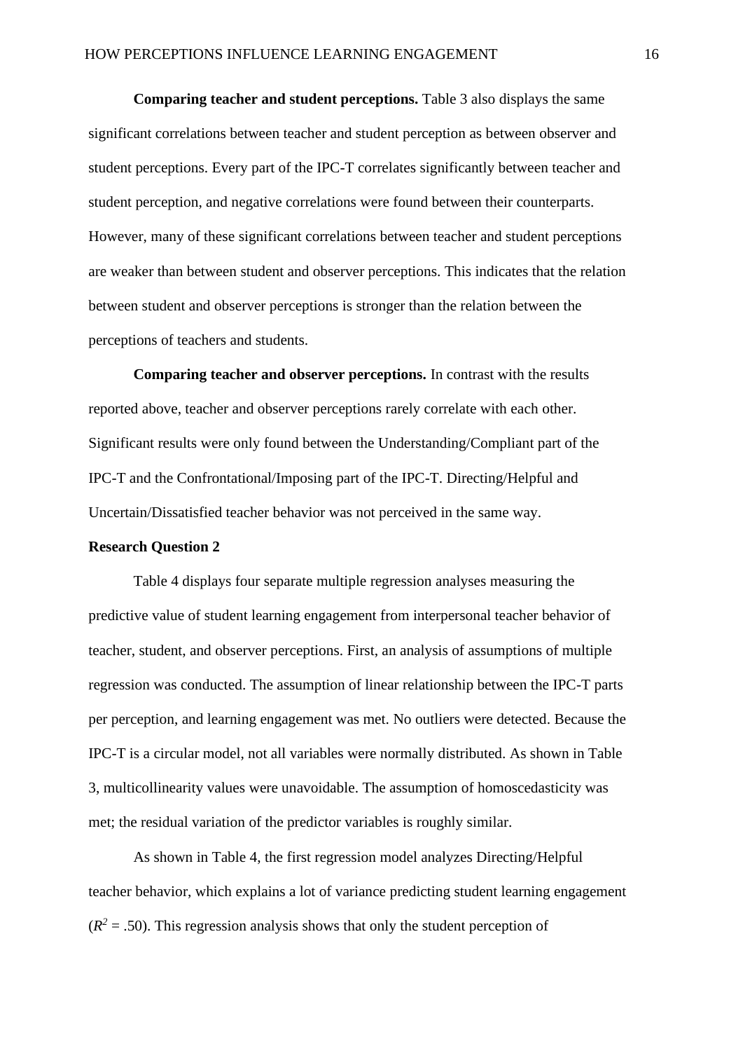**Comparing teacher and student perceptions.** Table 3 also displays the same significant correlations between teacher and student perception as between observer and student perceptions. Every part of the IPC-T correlates significantly between teacher and student perception, and negative correlations were found between their counterparts. However, many of these significant correlations between teacher and student perceptions are weaker than between student and observer perceptions. This indicates that the relation between student and observer perceptions is stronger than the relation between the perceptions of teachers and students.

**Comparing teacher and observer perceptions.** In contrast with the results reported above, teacher and observer perceptions rarely correlate with each other. Significant results were only found between the Understanding/Compliant part of the IPC-T and the Confrontational/Imposing part of the IPC-T. Directing/Helpful and Uncertain/Dissatisfied teacher behavior was not perceived in the same way.

**Research Question 2**

Table 4 displays four separate multiple regression analyses measuring the predictive value of student learning engagement from interpersonal teacher behavior of teacher, student, and observer perceptions. First, an analysis of assumptions of multiple regression was conducted. The assumption of linear relationship between the IPC-T parts per perception, and learning engagement was met. No outliers were detected. Because the IPC-T is a circular model, not all variables were normally distributed. As shown in Table 3, multicollinearity values were unavoidable. The assumption of homoscedasticity was met; the residual variation of the predictor variables is roughly similar.

As shown in Table 4, the first regression model analyzes Directing/Helpful teacher behavior, which explains a lot of variance predicting student learning engagement ($R^2$ = .50). This regression analysis shows that only the student perception of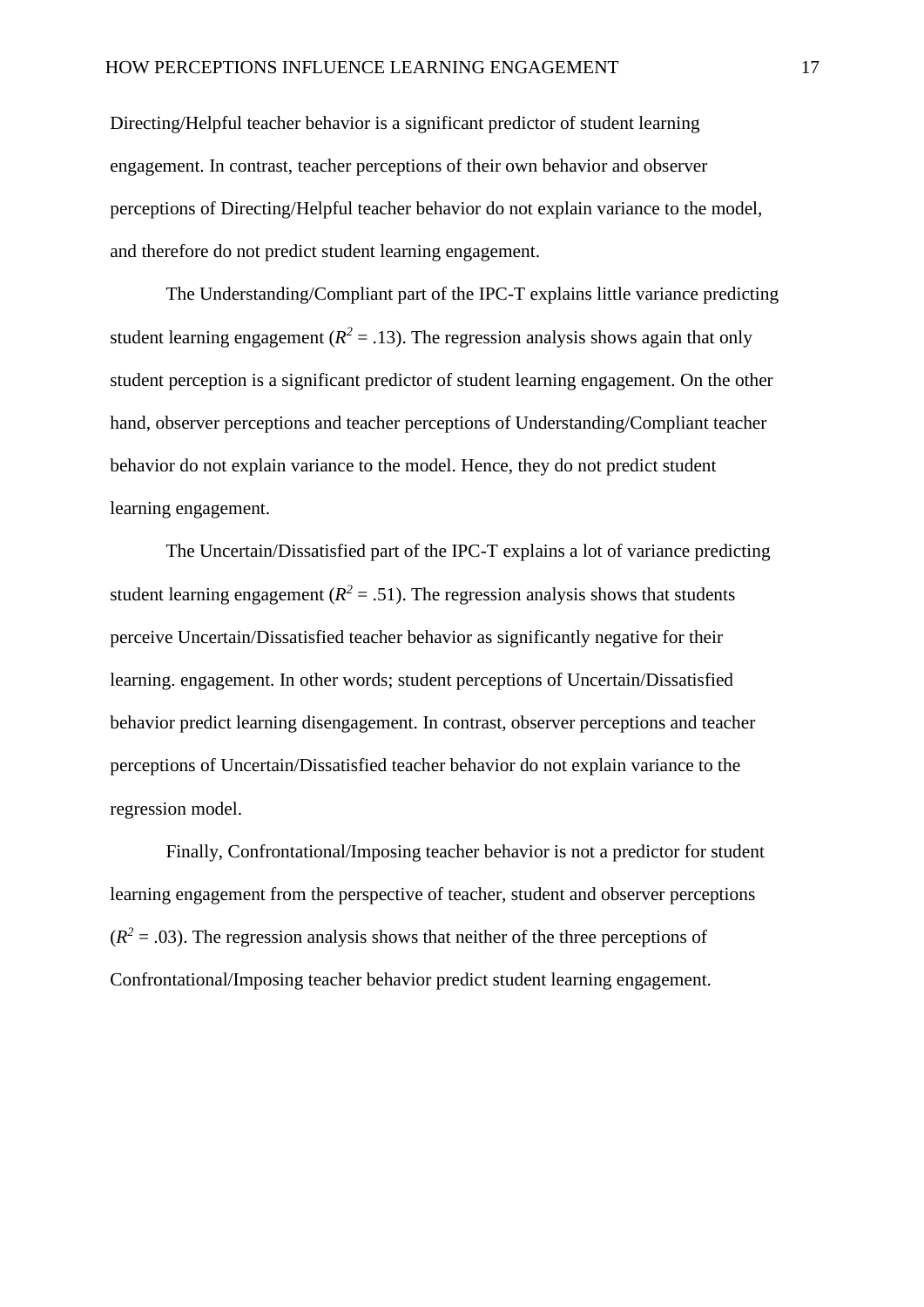Directing/Helpful teacher behavior is a significant predictor of student learning engagement. In contrast, teacher perceptions of their own behavior and observer perceptions of Directing/Helpful teacher behavior do not explain variance to the model, and therefore do not predict student learning engagement.

The Understanding/Compliant part of the IPC-T explains little variance predicting student learning engagement ($R^2$ = .13). The regression analysis shows again that only student perception is a significant predictor of student learning engagement. On the other hand, observer perceptions and teacher perceptions of Understanding/Compliant teacher behavior do not explain variance to the model. Hence, they do not predict student learning engagement.

The Uncertain/Dissatisfied part of the IPC-T explains a lot of variance predicting student learning engagement ($R^2$ = .51). The regression analysis shows that students perceive Uncertain/Dissatisfied teacher behavior as significantly negative for their learning. engagement. In other words; student perceptions of Uncertain/Dissatisfied behavior predict learning disengagement. In contrast, observer perceptions and teacher perceptions of Uncertain/Dissatisfied teacher behavior do not explain variance to the regression model.

Finally, Confrontational/Imposing teacher behavior is not a predictor for student learning engagement from the perspective of teacher, student and observer perceptions ($R^2$ = .03). The regression analysis shows that neither of the three perceptions of Confrontational/Imposing teacher behavior predict student learning engagement.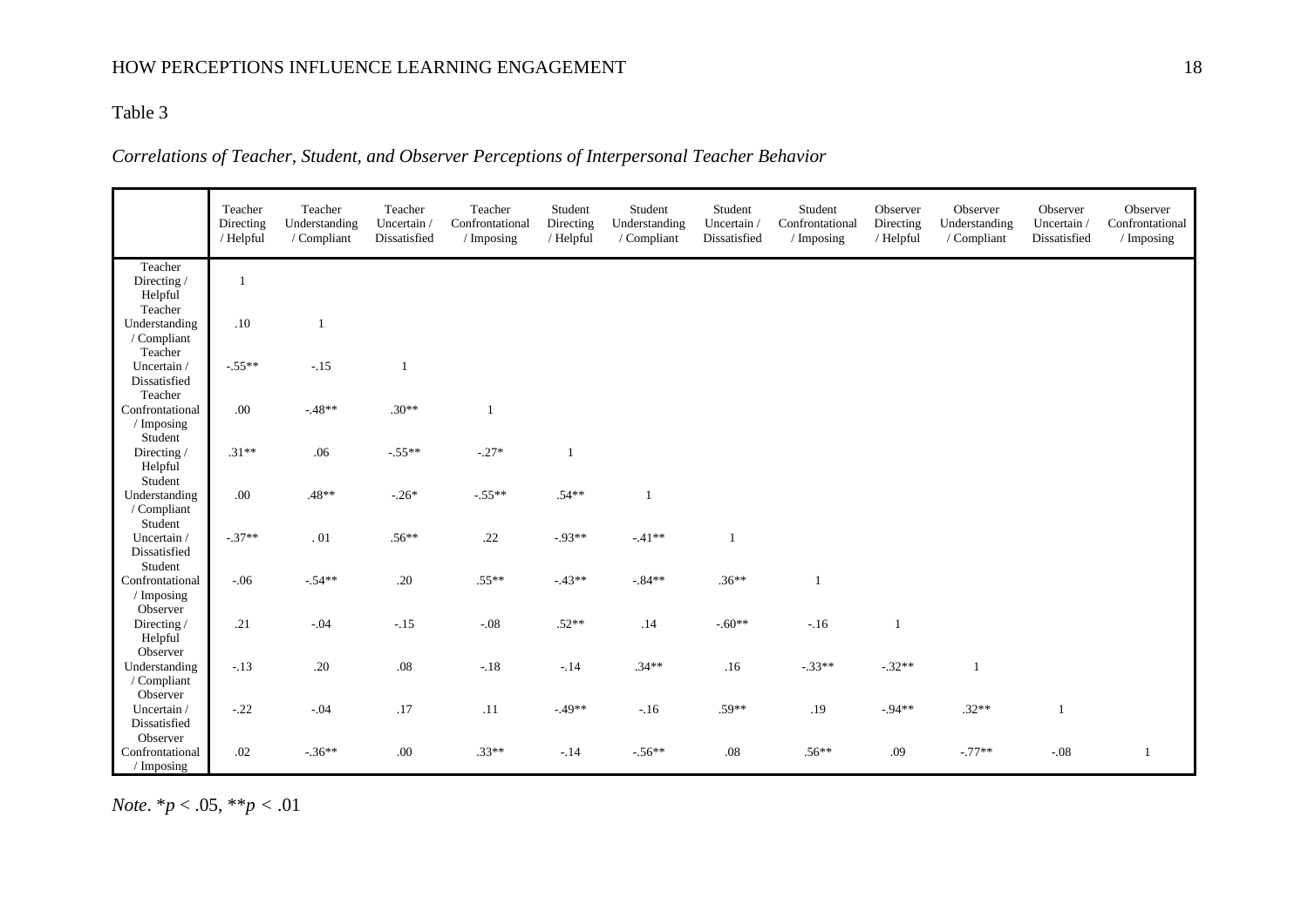Table 3

*Correlations of Teacher, Student, and Observer Perceptions of Interpersonal Teacher Behavior*

| | Teacher Directing / Helpful | Teacher Understanding / Compliant | Teacher Uncertain / Dissatisfied | Teacher Confrontational / Imposing | Student Directing / Helpful | Student Understanding / Compliant | Student Uncertain / Dissatisfied | Student Confrontational / Imposing | Observer Directing / Helpful | Observer Understanding / Compliant | Observer Uncertain / Dissatisfied | Observer Confrontational / Imposing |
|---|---|---|---|---|---|---|---|---|---|---|---|---|
| Teacher Directing / Helpful | 1 | | | | | | | | | | | |
| Teacher Understanding / Compliant | .10 | 1 | | | | | | | | | | |
| Teacher Uncertain / Dissatisfied | -.55** | -.15 | 1 | | | | | | | | | |
| Teacher Confrontational / Imposing | .00 | -.48** | .30** | 1 | | | | | | | | |
| Student Directing / Helpful | .31** | .06 | -.55** | -.27* | 1 | | | | | | | |
| Student Understanding / Compliant | .00 | .48** | -.26* | -.55** | .54** | 1 | | | | | | |
| Student Uncertain / Dissatisfied | -.37** | . 01 | .56** | .22 | -.93** | -.41** | 1 | | | | | |
| Student Confrontational / Imposing | -.06 | -.54** | .20 | .55** | -.43** | -.84** | .36** | 1 | | | | |
| Observer Directing / Helpful | .21 | -.04 | -.15 | -.08 | .52** | .14 | -.60** | -.16 | 1 | | | |
| Observer Understanding / Compliant | -.13 | .20 | .08 | -.18 | -.14 | .34** | .16 | -.33** | -.32** | 1 | | |
| Observer Uncertain / Dissatisfied | -.22 | -.04 | .17 | .11 | -.49** | -.16 | .59** | .19 | -.94** | .32** | 1 | |
| Observer Confrontational / Imposing | .02 | -.36** | .00 | .33** | -.14 | -.56** | .08 | .56** | .09 | -.77** | -.08 | 1 |

*Note*. \**p* < .05, \*\**p* < .01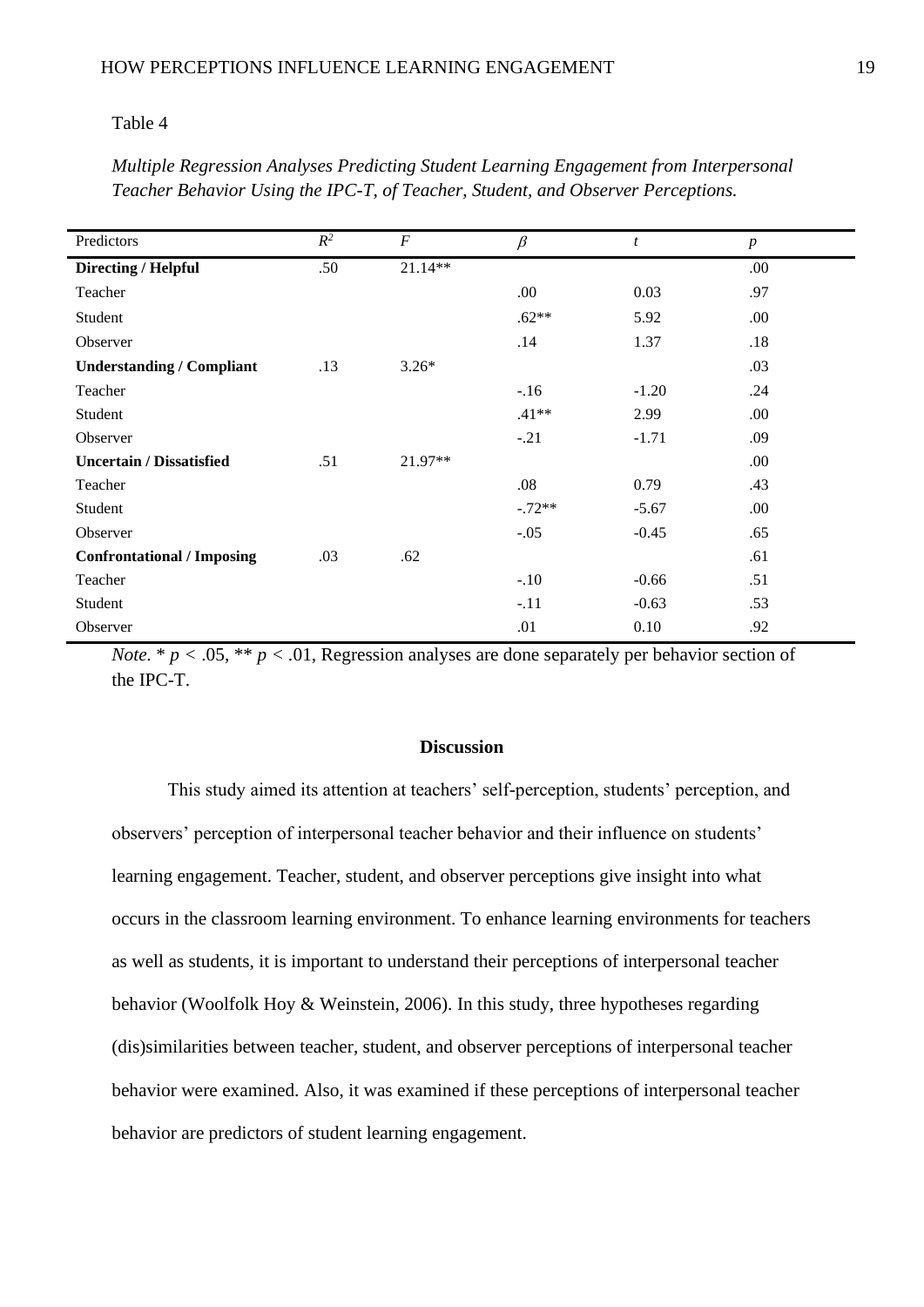Table 4

*Multiple Regression Analyses Predicting Student Learning Engagement from Interpersonal Teacher Behavior Using the IPC-T, of Teacher, Student, and Observer Perceptions.*

| Predictors | $R^2$ | $F$ | $\beta$ | $t$ | $p$ |
|---|---|---|---|---|---|
| **Directing / Helpful** | .50 | 21.14** | | | .00 |
| Teacher | | | .00 | 0.03 | .97 |
| Student | | | .62** | 5.92 | .00 |
| Observer | | | .14 | 1.37 | .18 |
| **Understanding / Compliant** | .13 | 3.26* | | | .03 |
| Teacher | | | -.16 | -1.20 | .24 |
| Student | | | .41** | 2.99 | .00 |
| Observer | | | -.21 | -1.71 | .09 |
| **Uncertain / Dissatisfied** | .51 | 21.97** | | | .00 |
| Teacher | | | .08 | 0.79 | .43 |
| Student | | | -.72** | -5.67 | .00 |
| Observer | | | -.05 | -0.45 | .65 |
| **Confrontational / Imposing** | .03 | .62 | | | .61 |
| Teacher | | | -.10 | -0.66 | .51 |
| Student | | | -.11 | -0.63 | .53 |
| Observer | | | .01 | 0.10 | .92 |

*Note.* * $p < .05$, ** $p < .01$, Regression analyses are done separately per behavior section of the IPC-T.

## Discussion

This study aimed its attention at teachers' self-perception, students' perception, and observers' perception of interpersonal teacher behavior and their influence on students' learning engagement. Teacher, student, and observer perceptions give insight into what occurs in the classroom learning environment. To enhance learning environments for teachers as well as students, it is important to understand their perceptions of interpersonal teacher behavior (Woolfolk Hoy & Weinstein, 2006). In this study, three hypotheses regarding (dis)similarities between teacher, student, and observer perceptions of interpersonal teacher behavior were examined. Also, it was examined if these perceptions of interpersonal teacher behavior are predictors of student learning engagement.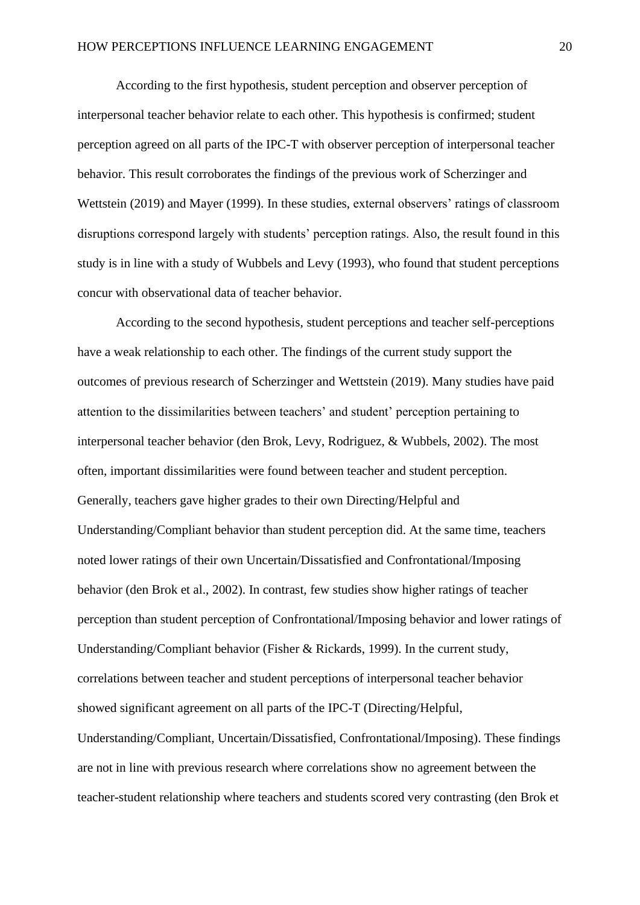According to the first hypothesis, student perception and observer perception of interpersonal teacher behavior relate to each other. This hypothesis is confirmed; student perception agreed on all parts of the IPC-T with observer perception of interpersonal teacher behavior. This result corroborates the findings of the previous work of Scherzinger and Wettstein (2019) and Mayer (1999). In these studies, external observers' ratings of classroom disruptions correspond largely with students' perception ratings. Also, the result found in this study is in line with a study of Wubbels and Levy (1993), who found that student perceptions concur with observational data of teacher behavior.

According to the second hypothesis, student perceptions and teacher self-perceptions have a weak relationship to each other. The findings of the current study support the outcomes of previous research of Scherzinger and Wettstein (2019). Many studies have paid attention to the dissimilarities between teachers' and student' perception pertaining to interpersonal teacher behavior (den Brok, Levy, Rodriguez, & Wubbels, 2002). The most often, important dissimilarities were found between teacher and student perception. Generally, teachers gave higher grades to their own Directing/Helpful and Understanding/Compliant behavior than student perception did. At the same time, teachers noted lower ratings of their own Uncertain/Dissatisfied and Confrontational/Imposing behavior (den Brok et al., 2002). In contrast, few studies show higher ratings of teacher perception than student perception of Confrontational/Imposing behavior and lower ratings of Understanding/Compliant behavior (Fisher & Rickards, 1999). In the current study, correlations between teacher and student perceptions of interpersonal teacher behavior showed significant agreement on all parts of the IPC-T (Directing/Helpful, Understanding/Compliant, Uncertain/Dissatisfied, Confrontational/Imposing). These findings are not in line with previous research where correlations show no agreement between the teacher-student relationship where teachers and students scored very contrasting (den Brok et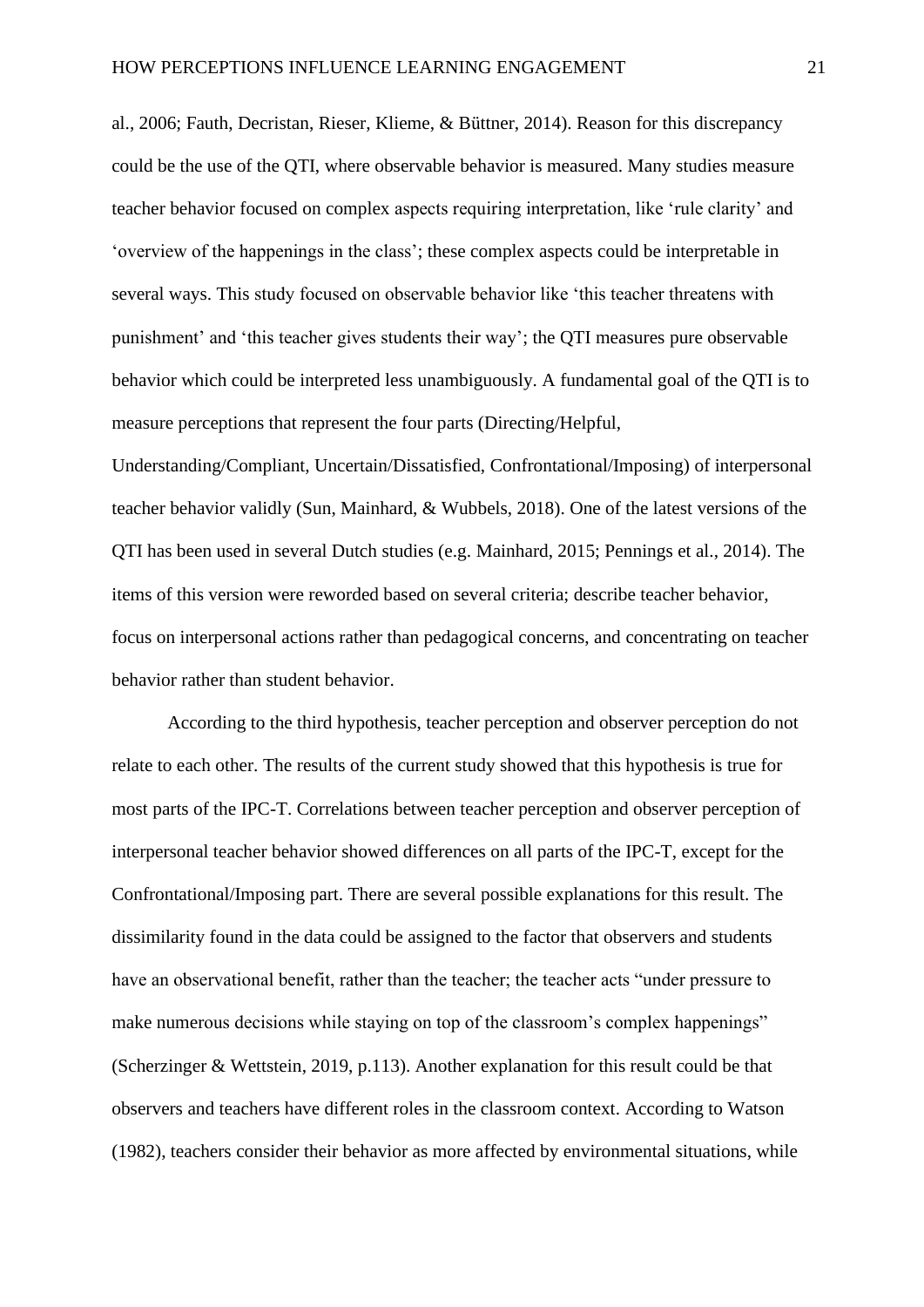al., 2006; Fauth, Decristan, Rieser, Klieme, & Büttner, 2014). Reason for this discrepancy could be the use of the QTI, where observable behavior is measured. Many studies measure teacher behavior focused on complex aspects requiring interpretation, like 'rule clarity' and 'overview of the happenings in the class'; these complex aspects could be interpretable in several ways. This study focused on observable behavior like 'this teacher threatens with punishment' and 'this teacher gives students their way'; the QTI measures pure observable behavior which could be interpreted less unambiguously. A fundamental goal of the QTI is to measure perceptions that represent the four parts (Directing/Helpful, Understanding/Compliant, Uncertain/Dissatisfied, Confrontational/Imposing) of interpersonal teacher behavior validly (Sun, Mainhard, & Wubbels, 2018). One of the latest versions of the QTI has been used in several Dutch studies (e.g. Mainhard, 2015; Pennings et al., 2014). The items of this version were reworded based on several criteria; describe teacher behavior, focus on interpersonal actions rather than pedagogical concerns, and concentrating on teacher behavior rather than student behavior.

According to the third hypothesis, teacher perception and observer perception do not relate to each other. The results of the current study showed that this hypothesis is true for most parts of the IPC-T. Correlations between teacher perception and observer perception of interpersonal teacher behavior showed differences on all parts of the IPC-T, except for the Confrontational/Imposing part. There are several possible explanations for this result. The dissimilarity found in the data could be assigned to the factor that observers and students have an observational benefit, rather than the teacher; the teacher acts "under pressure to make numerous decisions while staying on top of the classroom's complex happenings" (Scherzinger & Wettstein, 2019, p.113). Another explanation for this result could be that observers and teachers have different roles in the classroom context. According to Watson (1982), teachers consider their behavior as more affected by environmental situations, while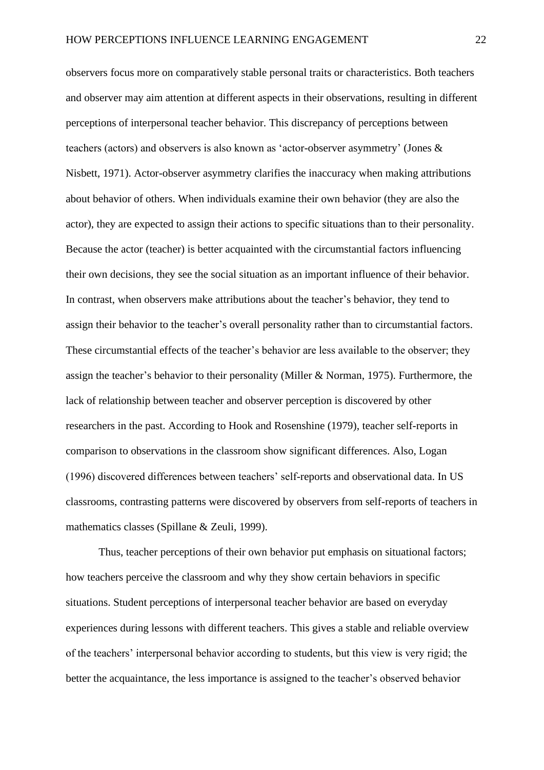observers focus more on comparatively stable personal traits or characteristics. Both teachers and observer may aim attention at different aspects in their observations, resulting in different perceptions of interpersonal teacher behavior. This discrepancy of perceptions between teachers (actors) and observers is also known as 'actor-observer asymmetry' (Jones & Nisbett, 1971). Actor-observer asymmetry clarifies the inaccuracy when making attributions about behavior of others. When individuals examine their own behavior (they are also the actor), they are expected to assign their actions to specific situations than to their personality. Because the actor (teacher) is better acquainted with the circumstantial factors influencing their own decisions, they see the social situation as an important influence of their behavior. In contrast, when observers make attributions about the teacher's behavior, they tend to assign their behavior to the teacher's overall personality rather than to circumstantial factors. These circumstantial effects of the teacher's behavior are less available to the observer; they assign the teacher's behavior to their personality (Miller & Norman, 1975). Furthermore, the lack of relationship between teacher and observer perception is discovered by other researchers in the past. According to Hook and Rosenshine (1979), teacher self-reports in comparison to observations in the classroom show significant differences. Also, Logan (1996) discovered differences between teachers' self-reports and observational data. In US classrooms, contrasting patterns were discovered by observers from self-reports of teachers in mathematics classes (Spillane & Zeuli, 1999).

Thus, teacher perceptions of their own behavior put emphasis on situational factors; how teachers perceive the classroom and why they show certain behaviors in specific situations. Student perceptions of interpersonal teacher behavior are based on everyday experiences during lessons with different teachers. This gives a stable and reliable overview of the teachers' interpersonal behavior according to students, but this view is very rigid; the better the acquaintance, the less importance is assigned to the teacher's observed behavior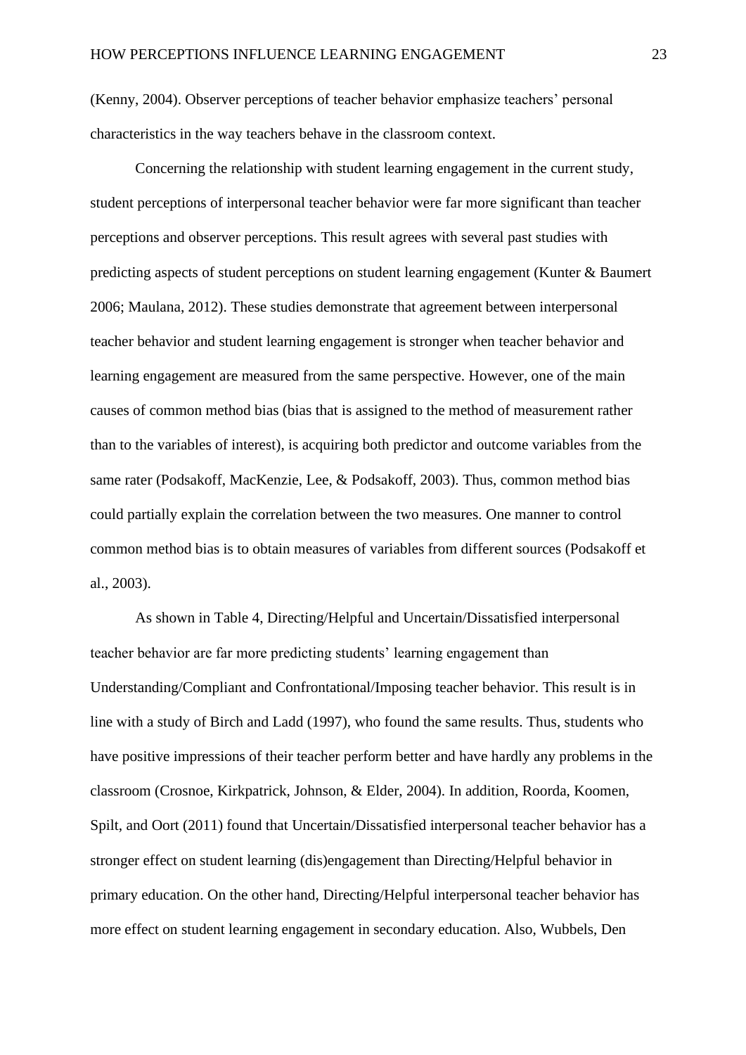(Kenny, 2004). Observer perceptions of teacher behavior emphasize teachers' personal characteristics in the way teachers behave in the classroom context.

Concerning the relationship with student learning engagement in the current study, student perceptions of interpersonal teacher behavior were far more significant than teacher perceptions and observer perceptions. This result agrees with several past studies with predicting aspects of student perceptions on student learning engagement (Kunter & Baumert 2006; Maulana, 2012). These studies demonstrate that agreement between interpersonal teacher behavior and student learning engagement is stronger when teacher behavior and learning engagement are measured from the same perspective. However, one of the main causes of common method bias (bias that is assigned to the method of measurement rather than to the variables of interest), is acquiring both predictor and outcome variables from the same rater (Podsakoff, MacKenzie, Lee, & Podsakoff, 2003). Thus, common method bias could partially explain the correlation between the two measures. One manner to control common method bias is to obtain measures of variables from different sources (Podsakoff et al., 2003).

As shown in Table 4, Directing/Helpful and Uncertain/Dissatisfied interpersonal teacher behavior are far more predicting students' learning engagement than Understanding/Compliant and Confrontational/Imposing teacher behavior. This result is in line with a study of Birch and Ladd (1997), who found the same results. Thus, students who have positive impressions of their teacher perform better and have hardly any problems in the classroom (Crosnoe, Kirkpatrick, Johnson, & Elder, 2004). In addition, Roorda, Koomen, Spilt, and Oort (2011) found that Uncertain/Dissatisfied interpersonal teacher behavior has a stronger effect on student learning (dis)engagement than Directing/Helpful behavior in primary education. On the other hand, Directing/Helpful interpersonal teacher behavior has more effect on student learning engagement in secondary education. Also, Wubbels, Den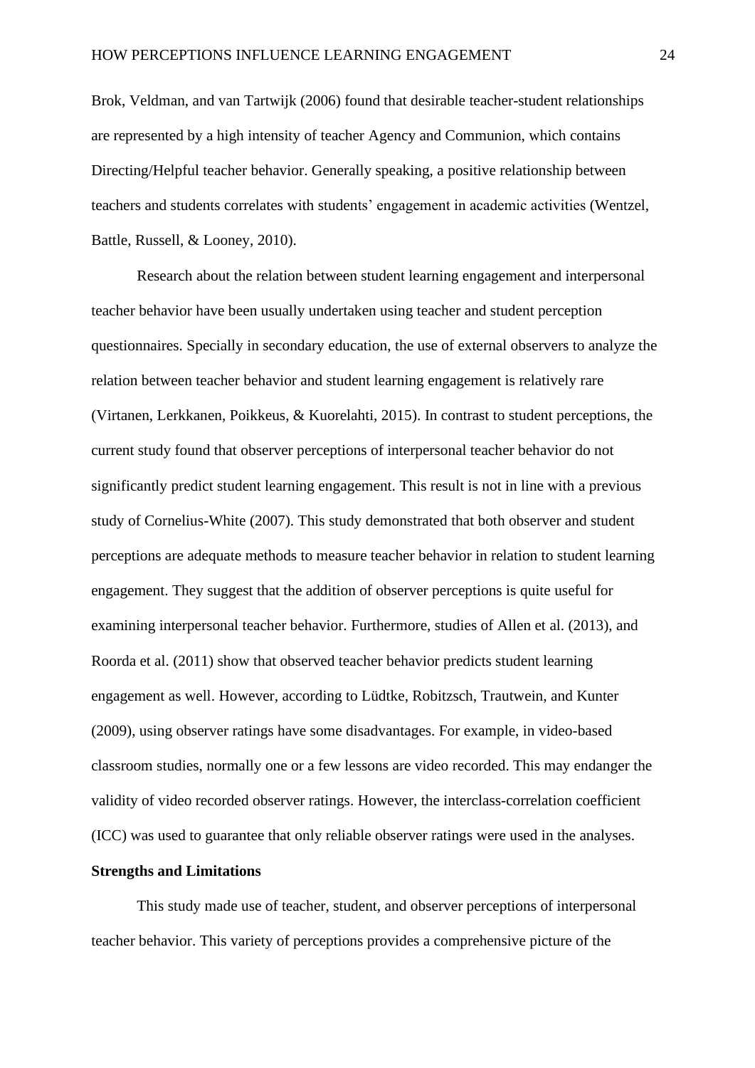Brok, Veldman, and van Tartwijk (2006) found that desirable teacher-student relationships are represented by a high intensity of teacher Agency and Communion, which contains Directing/Helpful teacher behavior. Generally speaking, a positive relationship between teachers and students correlates with students' engagement in academic activities (Wentzel, Battle, Russell, & Looney, 2010).

Research about the relation between student learning engagement and interpersonal teacher behavior have been usually undertaken using teacher and student perception questionnaires. Specially in secondary education, the use of external observers to analyze the relation between teacher behavior and student learning engagement is relatively rare (Virtanen, Lerkkanen, Poikkeus, & Kuorelahti, 2015). In contrast to student perceptions, the current study found that observer perceptions of interpersonal teacher behavior do not significantly predict student learning engagement. This result is not in line with a previous study of Cornelius-White (2007). This study demonstrated that both observer and student perceptions are adequate methods to measure teacher behavior in relation to student learning engagement. They suggest that the addition of observer perceptions is quite useful for examining interpersonal teacher behavior. Furthermore, studies of Allen et al. (2013), and Roorda et al. (2011) show that observed teacher behavior predicts student learning engagement as well. However, according to Lüdtke, Robitzsch, Trautwein, and Kunter (2009), using observer ratings have some disadvantages. For example, in video-based classroom studies, normally one or a few lessons are video recorded. This may endanger the validity of video recorded observer ratings. However, the interclass-correlation coefficient (ICC) was used to guarantee that only reliable observer ratings were used in the analyses.

## Strengths and Limitations

This study made use of teacher, student, and observer perceptions of interpersonal teacher behavior. This variety of perceptions provides a comprehensive picture of the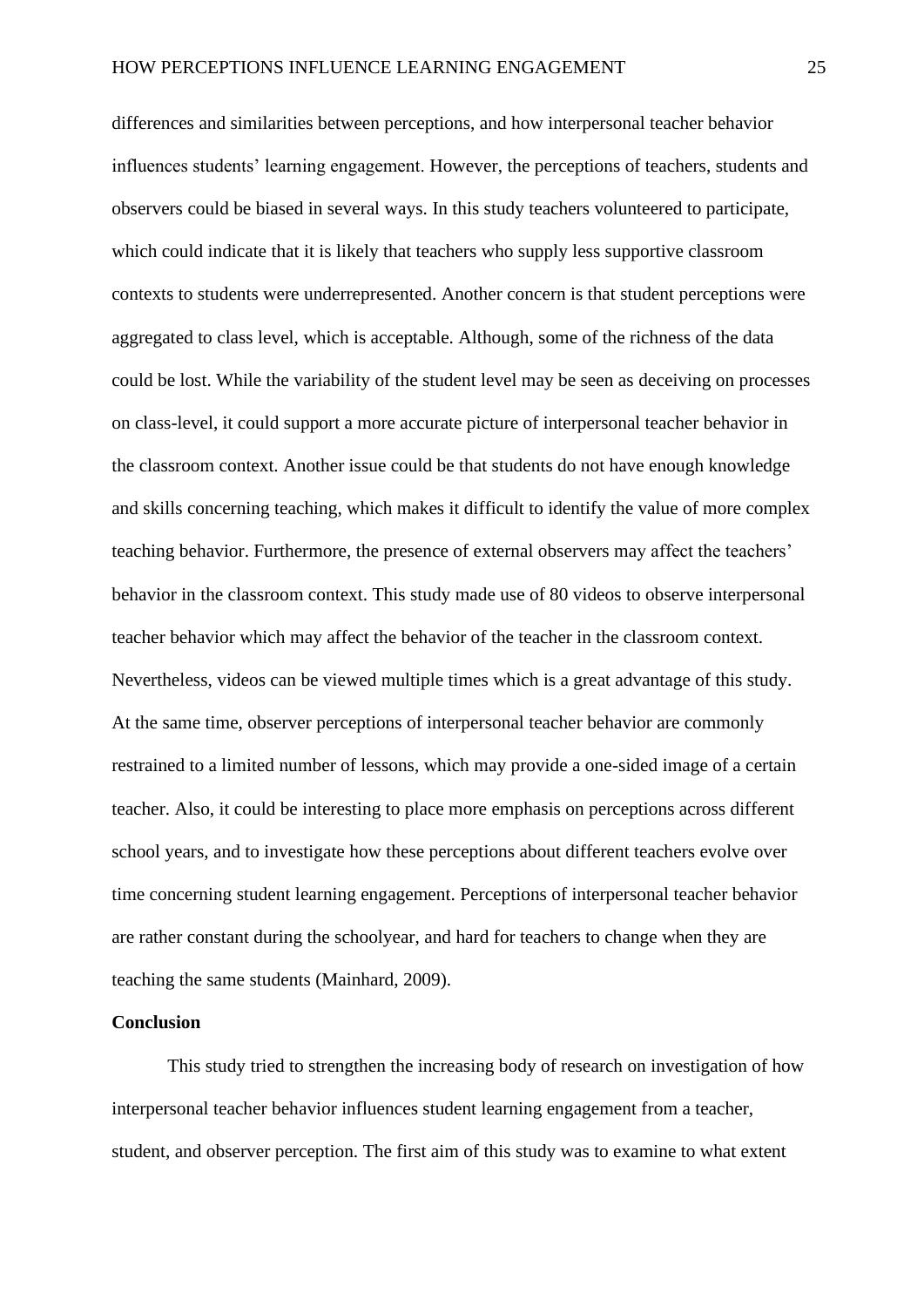differences and similarities between perceptions, and how interpersonal teacher behavior influences students' learning engagement. However, the perceptions of teachers, students and observers could be biased in several ways. In this study teachers volunteered to participate, which could indicate that it is likely that teachers who supply less supportive classroom contexts to students were underrepresented. Another concern is that student perceptions were aggregated to class level, which is acceptable. Although, some of the richness of the data could be lost. While the variability of the student level may be seen as deceiving on processes on class-level, it could support a more accurate picture of interpersonal teacher behavior in the classroom context. Another issue could be that students do not have enough knowledge and skills concerning teaching, which makes it difficult to identify the value of more complex teaching behavior. Furthermore, the presence of external observers may affect the teachers' behavior in the classroom context. This study made use of 80 videos to observe interpersonal teacher behavior which may affect the behavior of the teacher in the classroom context. Nevertheless, videos can be viewed multiple times which is a great advantage of this study. At the same time, observer perceptions of interpersonal teacher behavior are commonly restrained to a limited number of lessons, which may provide a one-sided image of a certain teacher. Also, it could be interesting to place more emphasis on perceptions across different school years, and to investigate how these perceptions about different teachers evolve over time concerning student learning engagement. Perceptions of interpersonal teacher behavior are rather constant during the schoolyear, and hard for teachers to change when they are teaching the same students (Mainhard, 2009).

**Conclusion**

This study tried to strengthen the increasing body of research on investigation of how interpersonal teacher behavior influences student learning engagement from a teacher, student, and observer perception. The first aim of this study was to examine to what extent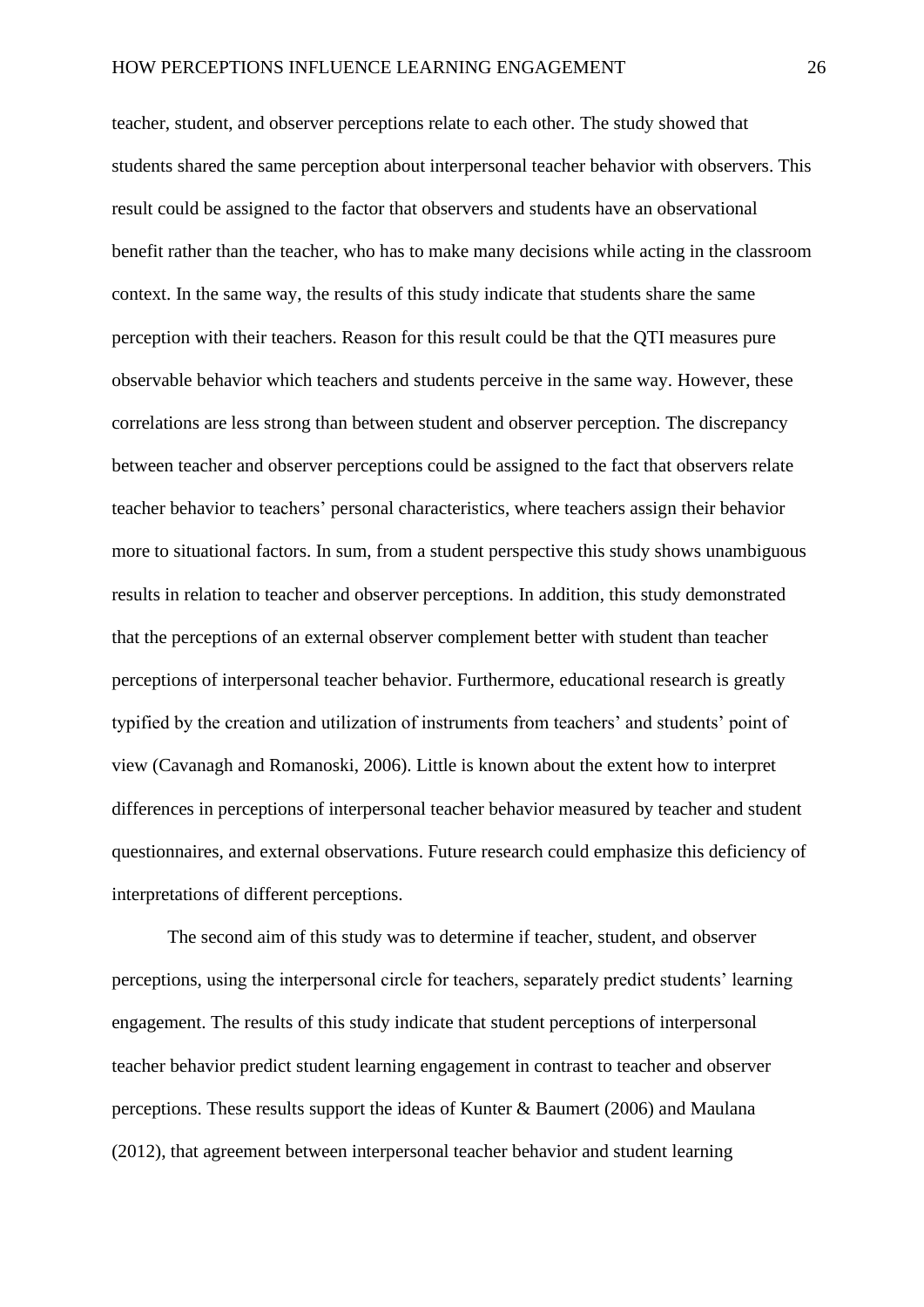teacher, student, and observer perceptions relate to each other. The study showed that students shared the same perception about interpersonal teacher behavior with observers. This result could be assigned to the factor that observers and students have an observational benefit rather than the teacher, who has to make many decisions while acting in the classroom context. In the same way, the results of this study indicate that students share the same perception with their teachers. Reason for this result could be that the QTI measures pure observable behavior which teachers and students perceive in the same way. However, these correlations are less strong than between student and observer perception. The discrepancy between teacher and observer perceptions could be assigned to the fact that observers relate teacher behavior to teachers' personal characteristics, where teachers assign their behavior more to situational factors. In sum, from a student perspective this study shows unambiguous results in relation to teacher and observer perceptions. In addition, this study demonstrated that the perceptions of an external observer complement better with student than teacher perceptions of interpersonal teacher behavior. Furthermore, educational research is greatly typified by the creation and utilization of instruments from teachers' and students' point of view (Cavanagh and Romanoski, 2006). Little is known about the extent how to interpret differences in perceptions of interpersonal teacher behavior measured by teacher and student questionnaires, and external observations. Future research could emphasize this deficiency of interpretations of different perceptions.

The second aim of this study was to determine if teacher, student, and observer perceptions, using the interpersonal circle for teachers, separately predict students' learning engagement. The results of this study indicate that student perceptions of interpersonal teacher behavior predict student learning engagement in contrast to teacher and observer perceptions. These results support the ideas of Kunter & Baumert (2006) and Maulana (2012), that agreement between interpersonal teacher behavior and student learning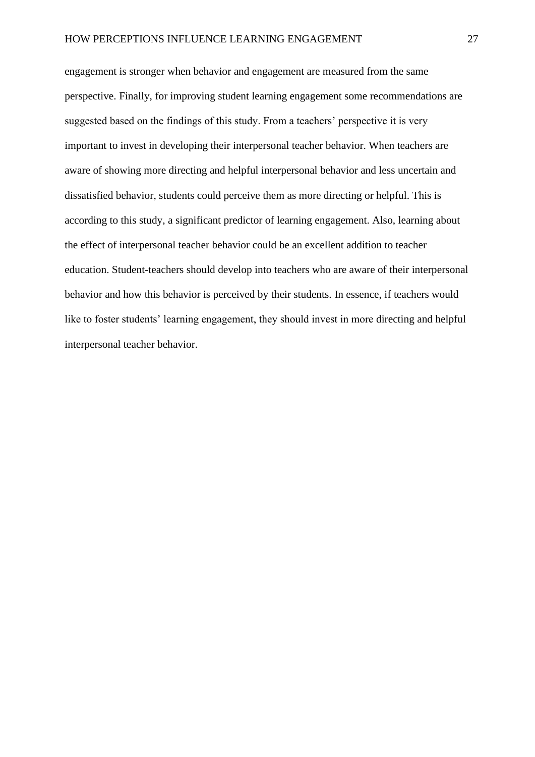engagement is stronger when behavior and engagement are measured from the same perspective. Finally, for improving student learning engagement some recommendations are suggested based on the findings of this study. From a teachers' perspective it is very important to invest in developing their interpersonal teacher behavior. When teachers are aware of showing more directing and helpful interpersonal behavior and less uncertain and dissatisfied behavior, students could perceive them as more directing or helpful. This is according to this study, a significant predictor of learning engagement. Also, learning about the effect of interpersonal teacher behavior could be an excellent addition to teacher education. Student-teachers should develop into teachers who are aware of their interpersonal behavior and how this behavior is perceived by their students. In essence, if teachers would like to foster students' learning engagement, they should invest in more directing and helpful interpersonal teacher behavior.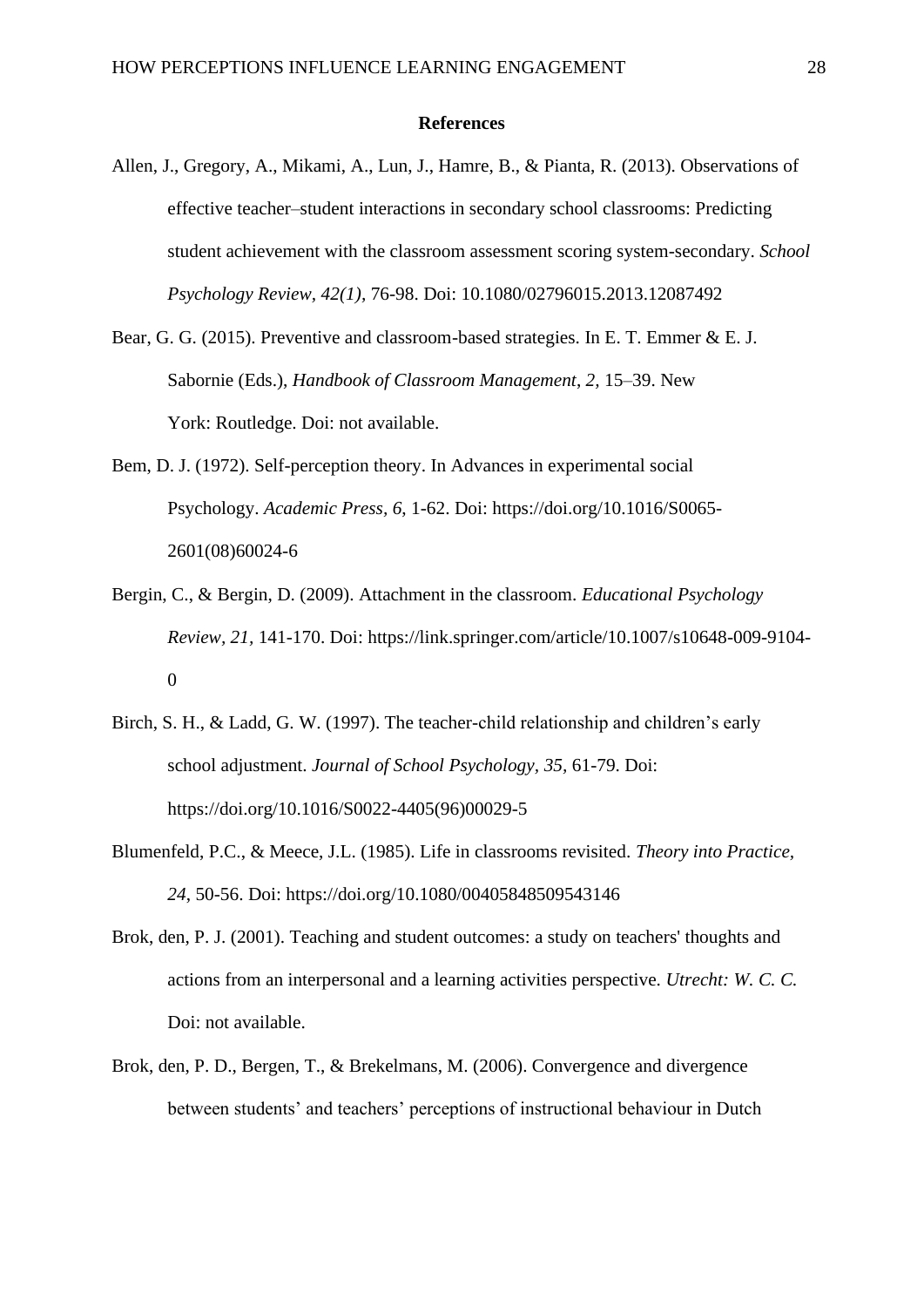**References**

Allen, J., Gregory, A., Mikami, A., Lun, J., Hamre, B., & Pianta, R. (2013). Observations of effective teacher–student interactions in secondary school classrooms: Predicting student achievement with the classroom assessment scoring system-secondary. *School Psychology Review, 42(1)*, 76-98. Doi: 10.1080/02796015.2013.12087492

Bear, G. G. (2015). Preventive and classroom-based strategies. In E. T. Emmer & E. J. Sabornie (Eds.), *Handbook of Classroom Management*, *2*, 15–39. New York: Routledge. Doi: not available.

Bem, D. J. (1972). Self-perception theory. In Advances in experimental social Psychology. *Academic Press, 6*, 1-62. Doi: https://doi.org/10.1016/S0065-2601(08)60024-6

Bergin, C., & Bergin, D. (2009). Attachment in the classroom. *Educational Psychology Review, 21,* 141-170. Doi: https://link.springer.com/article/10.1007/s10648-009-9104-0

Birch, S. H., & Ladd, G. W. (1997). The teacher-child relationship and children's early school adjustment. *Journal of School Psychology, 35,* 61-79. Doi: https://doi.org/10.1016/S0022-4405(96)00029-5

Blumenfeld, P.C., & Meece, J.L. (1985). Life in classrooms revisited. *Theory into Practice, 24*, 50-56. Doi: https://doi.org/10.1080/00405848509543146

Brok, den, P. J. (2001). Teaching and student outcomes: a study on teachers' thoughts and actions from an interpersonal and a learning activities perspective. *Utrecht: W. C. C.* Doi: not available.

Brok, den, P. D., Bergen, T., & Brekelmans, M. (2006). Convergence and divergence between students' and teachers' perceptions of instructional behaviour in Dutch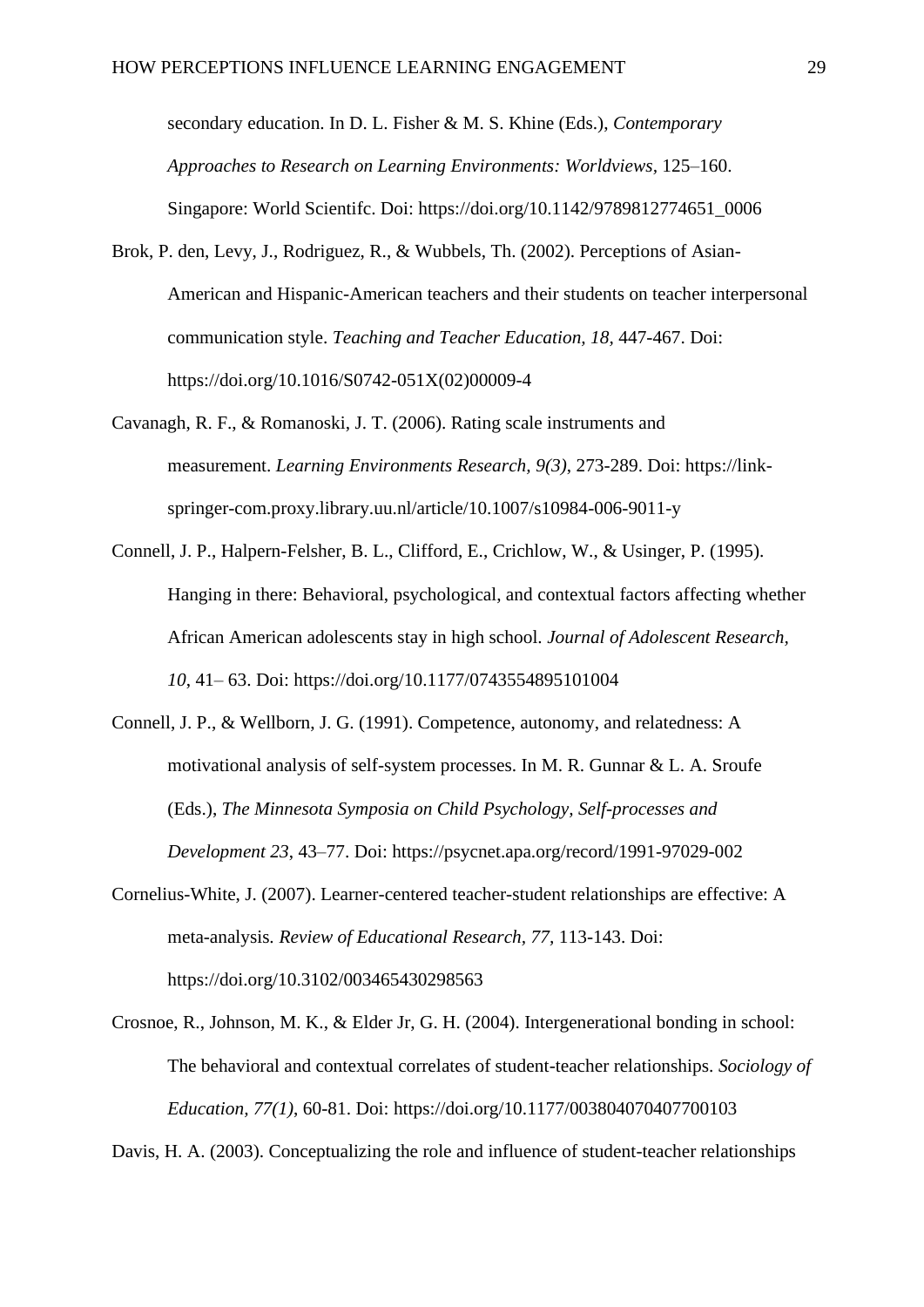secondary education. In D. L. Fisher & M. S. Khine (Eds.), *Contemporary Approaches to Research on Learning Environments: Worldviews*, 125–160. Singapore: World Scientifc. Doi: https://doi.org/10.1142/9789812774651_0006

Brok, P. den, Levy, J., Rodriguez, R., & Wubbels, Th. (2002). Perceptions of Asian-American and Hispanic-American teachers and their students on teacher interpersonal communication style. *Teaching and Teacher Education, 18,* 447-467. Doi: https://doi.org/10.1016/S0742-051X(02)00009-4

Cavanagh, R. F., & Romanoski, J. T. (2006). Rating scale instruments and measurement. *Learning Environments Research, 9(3)*, 273-289. Doi: https://link-springer-com.proxy.library.uu.nl/article/10.1007/s10984-006-9011-y

Connell, J. P., Halpern-Felsher, B. L., Clifford, E., Crichlow, W., & Usinger, P. (1995). Hanging in there: Behavioral, psychological, and contextual factors affecting whether African American adolescents stay in high school. *Journal of Adolescent Research, 10*, 41– 63. Doi: https://doi.org/10.1177/0743554895101004

Connell, J. P., & Wellborn, J. G. (1991). Competence, autonomy, and relatedness: A motivational analysis of self-system processes. In M. R. Gunnar & L. A. Sroufe (Eds.), *The Minnesota Symposia on Child Psychology, Self-processes and Development 23*, 43–77. Doi: https://psycnet.apa.org/record/1991-97029-002

Cornelius-White, J. (2007). Learner-centered teacher-student relationships are effective: A meta-analysis. *Review of Educational Research, 77,* 113-143. Doi: https://doi.org/10.3102/003465430298563

Crosnoe, R., Johnson, M. K., & Elder Jr, G. H. (2004). Intergenerational bonding in school: The behavioral and contextual correlates of student-teacher relationships. *Sociology of Education, 77(1)*, 60-81. Doi: https://doi.org/10.1177/003804070407700103

Davis, H. A. (2003). Conceptualizing the role and influence of student-teacher relationships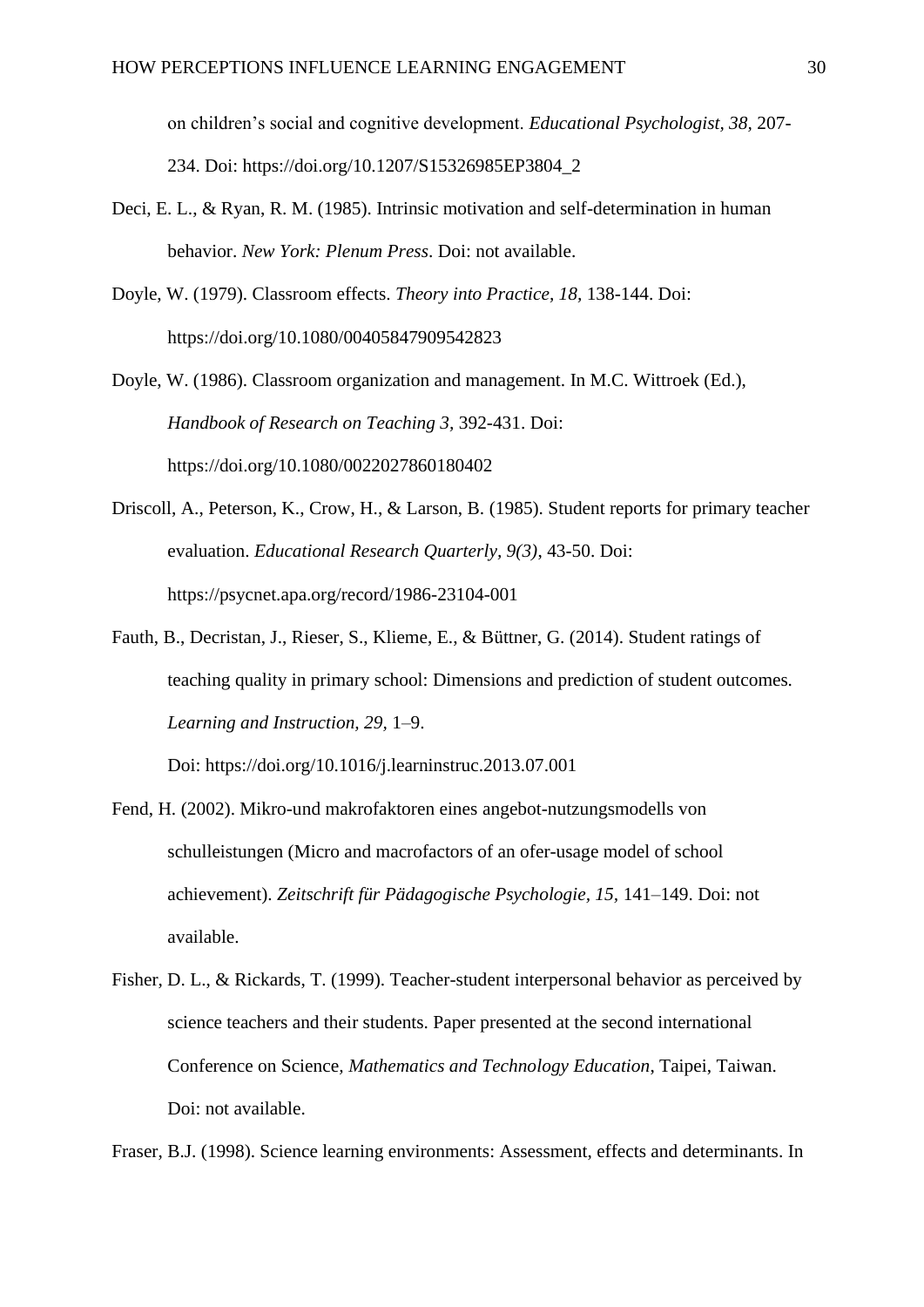on children's social and cognitive development. *Educational Psychologist, 38,* 207-234. Doi: https://doi.org/10.1207/S15326985EP3804_2

Deci, E. L., & Ryan, R. M. (1985). Intrinsic motivation and self-determination in human behavior. *New York: Plenum Press*. Doi: not available.

Doyle, W. (1979). Classroom effects. *Theory into Practice, 18,* 138-144. Doi: https://doi.org/10.1080/00405847909542823

Doyle, W. (1986). Classroom organization and management. In M.C. Wittroek (Ed.), *Handbook of Research on Teaching 3,* 392-431. Doi: https://doi.org/10.1080/0022027860180402

Driscoll, A., Peterson, K., Crow, H., & Larson, B. (1985). Student reports for primary teacher evaluation. *Educational Research Quarterly, 9(3),* 43-50. Doi: https://psycnet.apa.org/record/1986-23104-001

Fauth, B., Decristan, J., Rieser, S., Klieme, E., & Büttner, G. (2014). Student ratings of teaching quality in primary school: Dimensions and prediction of student outcomes. *Learning and Instruction, 29,* 1–9. Doi: https://doi.org/10.1016/j.learninstruc.2013.07.001

Fend, H. (2002). Mikro-und makrofaktoren eines angebot-nutzungsmodells von schulleistungen (Micro and macrofactors of an ofer-usage model of school achievement). *Zeitschrift für Pädagogische Psychologie, 15,* 141–149. Doi: not available.

Fisher, D. L., & Rickards, T. (1999). Teacher-student interpersonal behavior as perceived by science teachers and their students. Paper presented at the second international Conference on Science, *Mathematics and Technology Education*, Taipei, Taiwan. Doi: not available.

Fraser, B.J. (1998). Science learning environments: Assessment, effects and determinants. In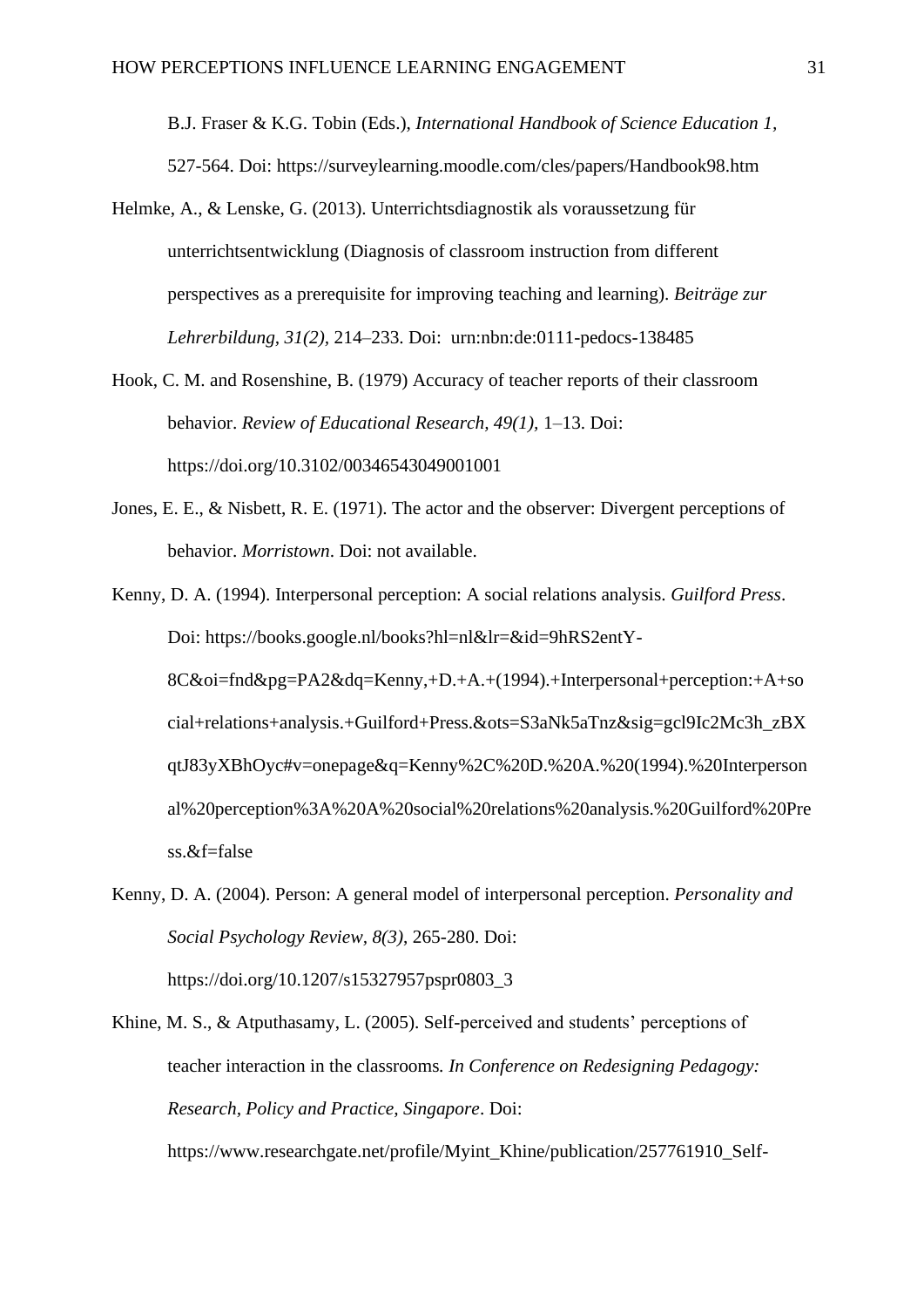B.J. Fraser & K.G. Tobin (Eds.), *International Handbook of Science Education 1*, 527-564. Doi: https://surveylearning.moodle.com/cles/papers/Handbook98.htm

Helmke, A., & Lenske, G. (2013). Unterrichtsdiagnostik als voraussetzung für unterrichtsentwicklung (Diagnosis of classroom instruction from different perspectives as a prerequisite for improving teaching and learning). *Beiträge zur Lehrerbildung, 31(2),* 214–233. Doi: urn:nbn:de:0111-pedocs-138485

Hook, C. M. and Rosenshine, B. (1979) Accuracy of teacher reports of their classroom behavior. *Review of Educational Research, 49(1),* 1–13. Doi: https://doi.org/10.3102/00346543049001001

Jones, E. E., & Nisbett, R. E. (1971). The actor and the observer: Divergent perceptions of behavior. *Morristown*. Doi: not available.

Kenny, D. A. (1994). Interpersonal perception: A social relations analysis. *Guilford Press*. Doi: https://books.google.nl/books?hl=nl&lr=&id=9hRS2entY-8C&oi=fnd&pg=PA2&dq=Kenny,+D.+A.+(1994).+Interpersonal+perception:+A+social+relations+analysis.+Guilford+Press.&ots=S3aNk5aTnz&sig=gcl9Ic2Mc3h_zBXqtJ83yXBhOyc#v=onepage&q=Kenny%2C%20D.%20A.%20(1994).%20Interpersonal%20perception%3A%20A%20social%20relations%20analysis.%20Guilford%20Press.&f=false

Kenny, D. A. (2004). Person: A general model of interpersonal perception. *Personality and Social Psychology Review, 8(3)*, 265-280. Doi: https://doi.org/10.1207/s15327957pspr0803_3

Khine, M. S., & Atputhasamy, L. (2005). Self-perceived and students' perceptions of teacher interaction in the classrooms*. In Conference on Redesigning Pedagogy: Research, Policy and Practice, Singapore*. Doi: https://www.researchgate.net/profile/Myint_Khine/publication/257761910_Self-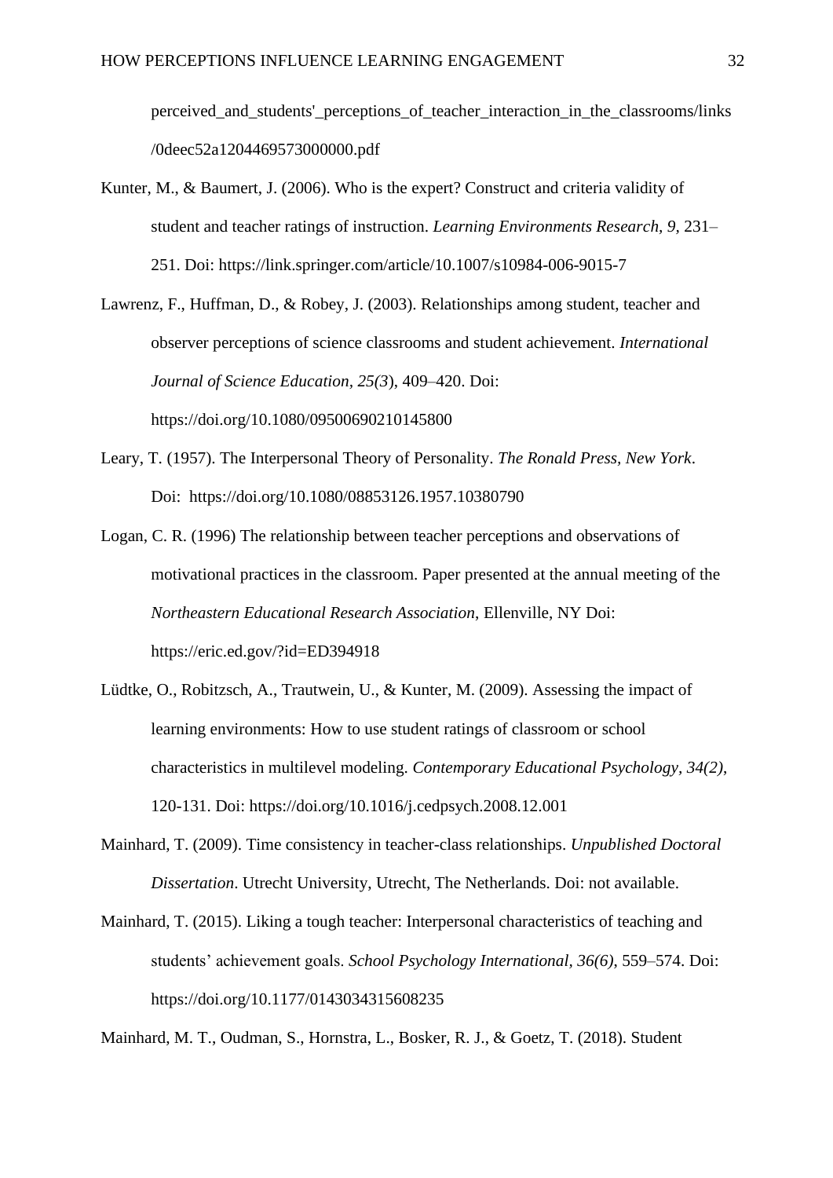perceived_and_students'_perceptions_of_teacher_interaction_in_the_classrooms/links/0deec52a1204469573000000.pdf

Kunter, M., & Baumert, J. (2006). Who is the expert? Construct and criteria validity of student and teacher ratings of instruction. *Learning Environments Research, 9,* 231–251. Doi: https://link.springer.com/article/10.1007/s10984-006-9015-7

Lawrenz, F., Huffman, D., & Robey, J. (2003). Relationships among student, teacher and observer perceptions of science classrooms and student achievement. *International Journal of Science Education, 25(3*), 409–420. Doi: https://doi.org/10.1080/09500690210145800

Leary, T. (1957). The Interpersonal Theory of Personality. *The Ronald Press, New York*. Doi: https://doi.org/10.1080/08853126.1957.10380790

Logan, C. R. (1996) The relationship between teacher perceptions and observations of motivational practices in the classroom. Paper presented at the annual meeting of the *Northeastern Educational Research Association*, Ellenville, NY Doi: https://eric.ed.gov/?id=ED394918

Lüdtke, O., Robitzsch, A., Trautwein, U., & Kunter, M. (2009). Assessing the impact of learning environments: How to use student ratings of classroom or school characteristics in multilevel modeling. *Contemporary Educational Psychology*, *34(2)*, 120-131. Doi: https://doi.org/10.1016/j.cedpsych.2008.12.001

Mainhard, T. (2009). Time consistency in teacher-class relationships. *Unpublished Doctoral Dissertation*. Utrecht University, Utrecht, The Netherlands. Doi: not available.

Mainhard, T. (2015). Liking a tough teacher: Interpersonal characteristics of teaching and students' achievement goals. *School Psychology International*, *36(6)*, 559–574. Doi: https://doi.org/10.1177/0143034315608235

Mainhard, M. T., Oudman, S., Hornstra, L., Bosker, R. J., & Goetz, T. (2018). Student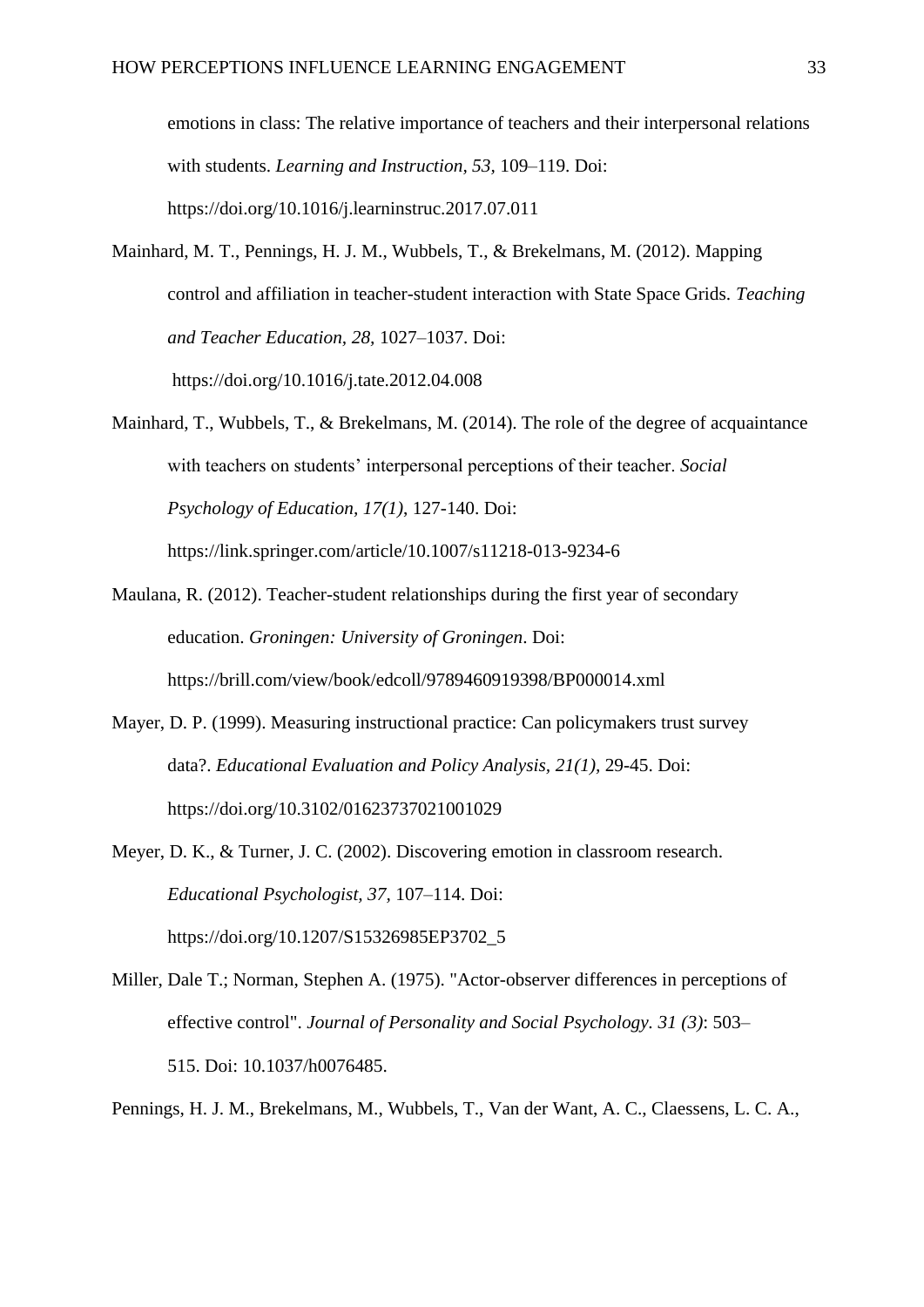emotions in class: The relative importance of teachers and their interpersonal relations with students. *Learning and Instruction, 53,* 109–119. Doi: https://doi.org/10.1016/j.learninstruc.2017.07.011

Mainhard, M. T., Pennings, H. J. M., Wubbels, T., & Brekelmans, M. (2012). Mapping control and affiliation in teacher-student interaction with State Space Grids. *Teaching and Teacher Education, 28,* 1027–1037. Doi: https://doi.org/10.1016/j.tate.2012.04.008

Mainhard, T., Wubbels, T., & Brekelmans, M. (2014). The role of the degree of acquaintance with teachers on students' interpersonal perceptions of their teacher. *Social Psychology of Education, 17(1),* 127-140. Doi: https://link.springer.com/article/10.1007/s11218-013-9234-6

Maulana, R. (2012). Teacher-student relationships during the first year of secondary education. *Groningen: University of Groningen*. Doi: https://brill.com/view/book/edcoll/9789460919398/BP000014.xml

Mayer, D. P. (1999). Measuring instructional practice: Can policymakers trust survey data?. *Educational Evaluation and Policy Analysis, 21(1),* 29-45. Doi: https://doi.org/10.3102/01623737021001029

Meyer, D. K., & Turner, J. C. (2002). Discovering emotion in classroom research. *Educational Psychologist, 37*, 107–114. Doi: https://doi.org/10.1207/S15326985EP3702_5

Miller, Dale T.; Norman, Stephen A. (1975). "Actor-observer differences in perceptions of effective control". *Journal of Personality and Social Psychology. 31 (3)*: 503–515. Doi: 10.1037/h0076485.

Pennings, H. J. M., Brekelmans, M., Wubbels, T., Van der Want, A. C., Claessens, L. C. A.,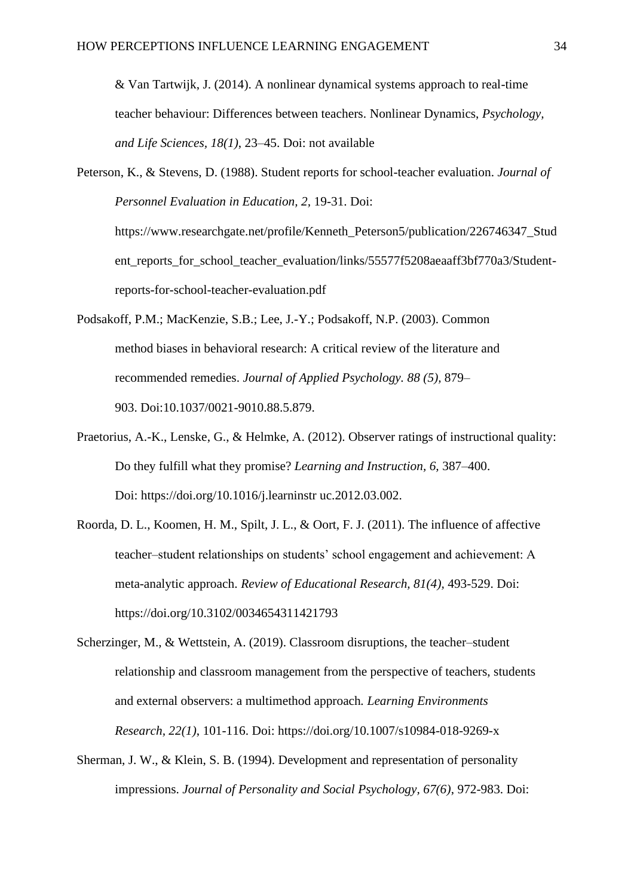& Van Tartwijk, J. (2014). A nonlinear dynamical systems approach to real-time teacher behaviour: Differences between teachers. Nonlinear Dynamics, *Psychology, and Life Sciences, 18(1)*, 23–45. Doi: not available

Peterson, K., & Stevens, D. (1988). Student reports for school-teacher evaluation. *Journal of Personnel Evaluation in Education, 2*, 19-31. Doi: https://www.researchgate.net/profile/Kenneth_Peterson5/publication/226746347_Student_reports_for_school_teacher_evaluation/links/55577f5208aeaaff3bf770a3/Student-reports-for-school-teacher-evaluation.pdf

Podsakoff, P.M.; MacKenzie, S.B.; Lee, J.-Y.; Podsakoff, N.P. (2003). Common method biases in behavioral research: A critical review of the literature and recommended remedies. *Journal of Applied Psychology. 88 (5),* 879–903. Doi:10.1037/0021-9010.88.5.879.

Praetorius, A.-K., Lenske, G., & Helmke, A. (2012). Observer ratings of instructional quality: Do they fulfill what they promise? *Learning and Instruction, 6,* 387–400. Doi: https://doi.org/10.1016/j.learninstr uc.2012.03.002.

Roorda, D. L., Koomen, H. M., Spilt, J. L., & Oort, F. J. (2011). The influence of affective teacher–student relationships on students' school engagement and achievement: A meta-analytic approach. *Review of Educational Research, 81(4),* 493-529. Doi: https://doi.org/10.3102/0034654311421793

Scherzinger, M., & Wettstein, A. (2019). Classroom disruptions, the teacher–student relationship and classroom management from the perspective of teachers, students and external observers: a multimethod approach*. Learning Environments Research, 22(1)*, 101-116. Doi: https://doi.org/10.1007/s10984-018-9269-x

Sherman, J. W., & Klein, S. B. (1994). Development and representation of personality impressions. *Journal of Personality and Social Psychology, 67(6)*, 972-983. Doi: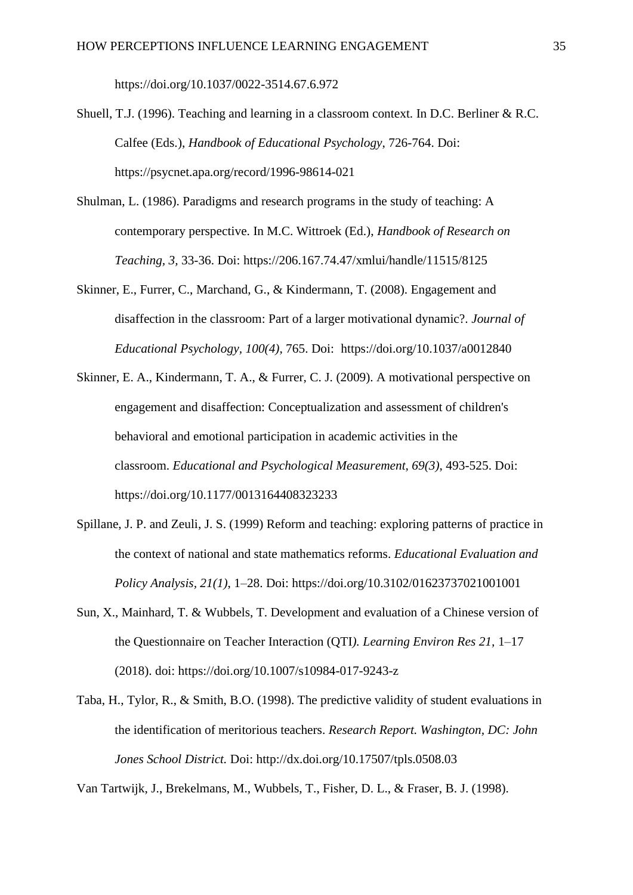https://doi.org/10.1037/0022-3514.67.6.972

Shuell, T.J. (1996). Teaching and learning in a classroom context. In D.C. Berliner & R.C. Calfee (Eds.), *Handbook of Educational Psychology*, 726-764. Doi: https://psycnet.apa.org/record/1996-98614-021

Shulman, L. (1986). Paradigms and research programs in the study of teaching: A contemporary perspective. In M.C. Wittroek (Ed.), *Handbook of Research on Teaching, 3,* 33-36. Doi: https://206.167.74.47/xmlui/handle/11515/8125

Skinner, E., Furrer, C., Marchand, G., & Kindermann, T. (2008). Engagement and disaffection in the classroom: Part of a larger motivational dynamic?. *Journal of Educational Psychology, 100(4)*, 765. Doi:  https://doi.org/10.1037/a0012840

Skinner, E. A., Kindermann, T. A., & Furrer, C. J. (2009). A motivational perspective on engagement and disaffection: Conceptualization and assessment of children's behavioral and emotional participation in academic activities in the classroom. *Educational and Psychological Measurement, 69(3)*, 493-525. Doi: https://doi.org/10.1177/0013164408323233

Spillane, J. P. and Zeuli, J. S. (1999) Reform and teaching: exploring patterns of practice in the context of national and state mathematics reforms. *Educational Evaluation and Policy Analysis, 21(1)*, 1–28. Doi: https://doi.org/10.3102/01623737021001001

Sun, X., Mainhard, T. & Wubbels, T. Development and evaluation of a Chinese version of the Questionnaire on Teacher Interaction (QTI*). Learning Environ Res 21,* 1–17 (2018). doi: https://doi.org/10.1007/s10984-017-9243-z

Taba, H., Tylor, R., & Smith, B.O. (1998). The predictive validity of student evaluations in the identification of meritorious teachers. *Research Report. Washington, DC: John Jones School District.* Doi: http://dx.doi.org/10.17507/tpls.0508.03

Van Tartwijk, J., Brekelmans, M., Wubbels, T., Fisher, D. L., & Fraser, B. J. (1998).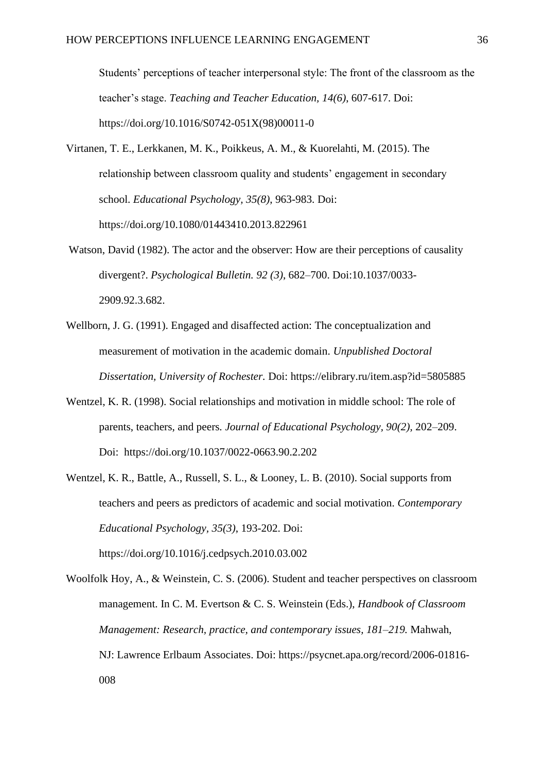Students' perceptions of teacher interpersonal style: The front of the classroom as the teacher's stage. *Teaching and Teacher Education, 14(6)*, 607-617. Doi: https://doi.org/10.1016/S0742-051X(98)00011-0

Virtanen, T. E., Lerkkanen, M. K., Poikkeus, A. M., & Kuorelahti, M. (2015). The relationship between classroom quality and students' engagement in secondary school. *Educational Psychology, 35(8)*, 963-983. Doi: https://doi.org/10.1080/01443410.2013.822961

Watson, David (1982). The actor and the observer: How are their perceptions of causality divergent?. *Psychological Bulletin. 92 (3)*, 682–700. Doi:10.1037/0033-2909.92.3.682.

Wellborn, J. G. (1991). Engaged and disaffected action: The conceptualization and measurement of motivation in the academic domain. *Unpublished Doctoral Dissertation, University of Rochester.* Doi: https://elibrary.ru/item.asp?id=5805885

Wentzel, K. R. (1998). Social relationships and motivation in middle school: The role of parents, teachers, and peers. *Journal of Educational Psychology, 90(2)*, 202–209. Doi: https://doi.org/10.1037/0022-0663.90.2.202

Wentzel, K. R., Battle, A., Russell, S. L., & Looney, L. B. (2010). Social supports from teachers and peers as predictors of academic and social motivation. *Contemporary Educational Psychology, 35(3)*, 193-202. Doi: https://doi.org/10.1016/j.cedpsych.2010.03.002

Woolfolk Hoy, A., & Weinstein, C. S. (2006). Student and teacher perspectives on classroom management. In C. M. Evertson & C. S. Weinstein (Eds.), *Handbook of Classroom Management: Research, practice, and contemporary issues, 181–219.* Mahwah, NJ: Lawrence Erlbaum Associates. Doi: https://psycnet.apa.org/record/2006-01816-008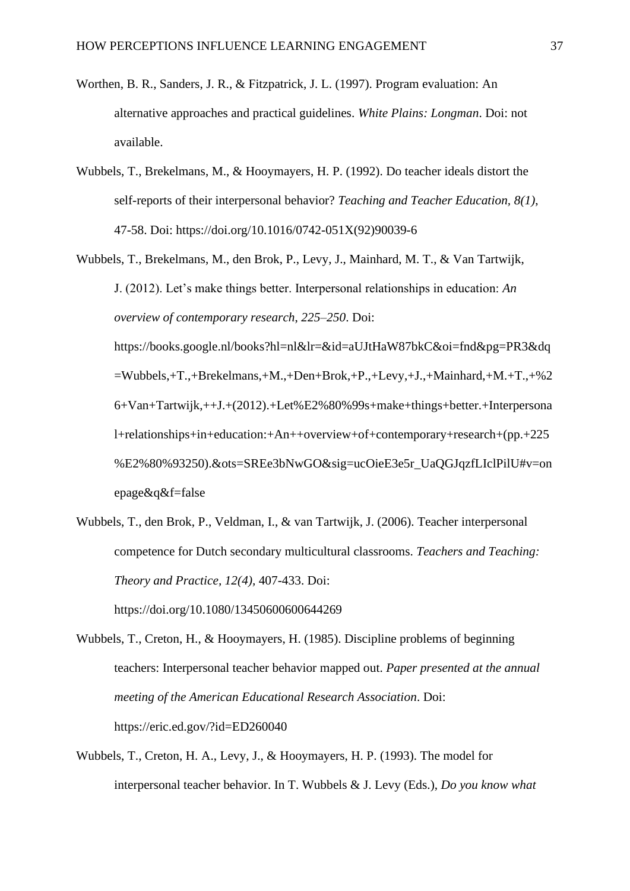Worthen, B. R., Sanders, J. R., & Fitzpatrick, J. L. (1997). Program evaluation: An alternative approaches and practical guidelines. *White Plains: Longman*. Doi: not available.

Wubbels, T., Brekelmans, M., & Hooymayers, H. P. (1992). Do teacher ideals distort the self-reports of their interpersonal behavior? *Teaching and Teacher Education, 8(1)*, 47-58. Doi: https://doi.org/10.1016/0742-051X(92)90039-6

Wubbels, T., Brekelmans, M., den Brok, P., Levy, J., Mainhard, M. T., & Van Tartwijk, J. (2012). Let's make things better. Interpersonal relationships in education: *An overview of contemporary research, 225–250*. Doi: https://books.google.nl/books?hl=nl&lr=&id=aUJtHaW87bkC&oi=fnd&pg=PR3&dq=Wubbels,+T.,+Brekelmans,+M.,+Den+Brok,+P.,+Levy,+J.,+Mainhard,+M.+T.,+%26+Van+Tartwijk,++J.+(2012).+Let%E2%80%99s+make+things+better.+Interpersonal+relationships+in+education:+An++overview+of+contemporary+research+(pp.+225%E2%80%93250).&ots=SREe3bNwGO&sig=ucOieE3e5r_UaQGJqzfLIclPilU#v=onepage&q&f=false

Wubbels, T., den Brok, P., Veldman, I., & van Tartwijk, J. (2006). Teacher interpersonal competence for Dutch secondary multicultural classrooms. *Teachers and Teaching: Theory and Practice, 12(4)*, 407-433. Doi: https://doi.org/10.1080/13450600600644269

Wubbels, T., Creton, H., & Hooymayers, H. (1985). Discipline problems of beginning teachers: Interpersonal teacher behavior mapped out. *Paper presented at the annual meeting of the American Educational Research Association*. Doi: https://eric.ed.gov/?id=ED260040

Wubbels, T., Creton, H. A., Levy, J., & Hooymayers, H. P. (1993). The model for interpersonal teacher behavior. In T. Wubbels & J. Levy (Eds.), *Do you know what*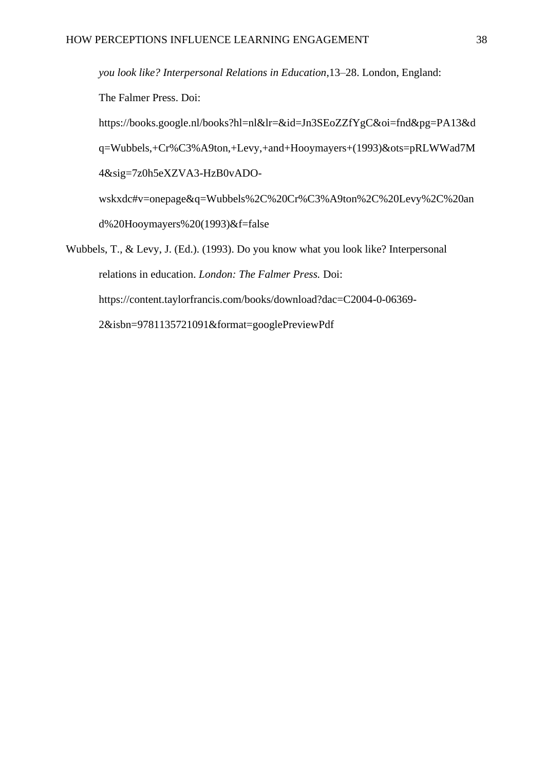*you look like? Interpersonal Relations in Education*,13–28. London, England: The Falmer Press. Doi: https://books.google.nl/books?hl=nl&lr=&id=Jn3SEoZZfYgC&oi=fnd&pg=PA13&dq=Wubbels,+Cr%C3%A9ton,+Levy,+and+Hooymayers+(1993)&ots=pRLWWad7M4&sig=7z0h5eXZVA3-HzB0vADO-wskxdc#v=onepage&q=Wubbels%2C%20Cr%C3%A9ton%2C%20Levy%2C%20and%20Hooymayers%20(1993)&f=false

Wubbels, T., & Levy, J. (Ed.). (1993). Do you know what you look like? Interpersonal relations in education. *London: The Falmer Press.* Doi: https://content.taylorfrancis.com/books/download?dac=C2004-0-06369-2&isbn=9781135721091&format=googlePreviewPdf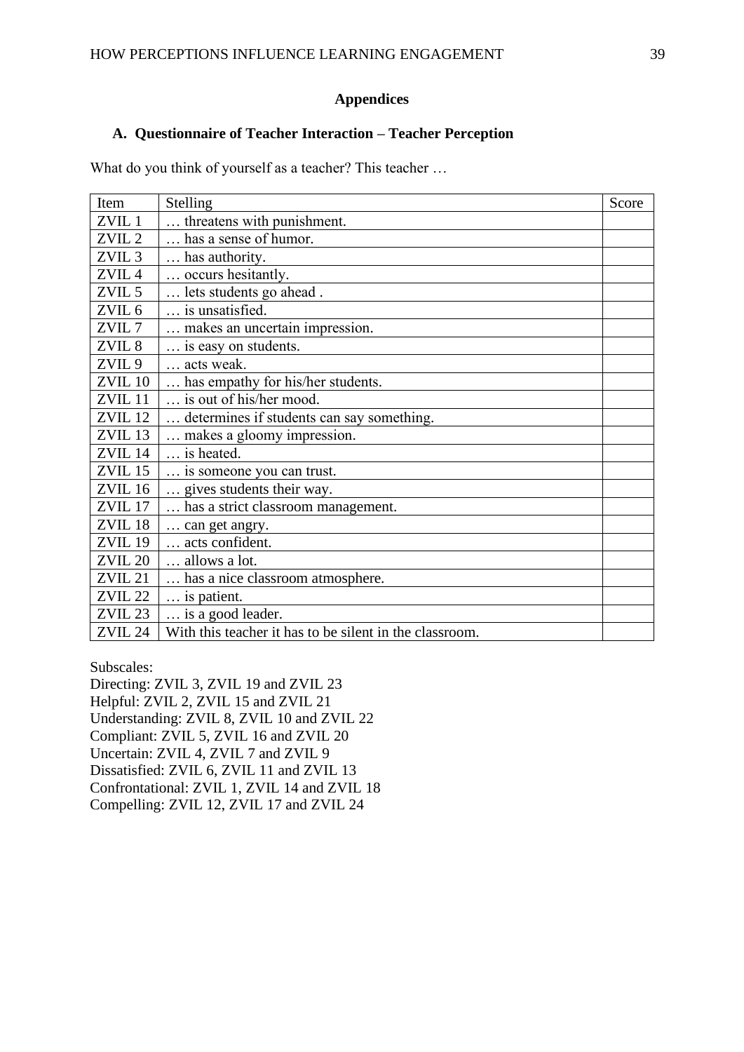## Appendices

### A. Questionnaire of Teacher Interaction – Teacher Perception

What do you think of yourself as a teacher? This teacher …

| Item | Stelling | Score |
|---|---|---|
| ZVIL 1 | … threatens with punishment. | |
| ZVIL 2 | … has a sense of humor. | |
| ZVIL 3 | … has authority. | |
| ZVIL 4 | … occurs hesitantly. | |
| ZVIL 5 | … lets students go ahead . | |
| ZVIL 6 | … is unsatisfied. | |
| ZVIL 7 | … makes an uncertain impression. | |
| ZVIL 8 | … is easy on students. | |
| ZVIL 9 | … acts weak. | |
| ZVIL 10 | … has empathy for his/her students. | |
| ZVIL 11 | … is out of his/her mood. | |
| ZVIL 12 | … determines if students can say something. | |
| ZVIL 13 | … makes a gloomy impression. | |
| ZVIL 14 | … is heated. | |
| ZVIL 15 | … is someone you can trust. | |
| ZVIL 16 | … gives students their way. | |
| ZVIL 17 | … has a strict classroom management. | |
| ZVIL 18 | … can get angry. | |
| ZVIL 19 | … acts confident. | |
| ZVIL 20 | … allows a lot. | |
| ZVIL 21 | … has a nice classroom atmosphere. | |
| ZVIL 22 | … is patient. | |
| ZVIL 23 | … is a good leader. | |
| ZVIL 24 | With this teacher it has to be silent in the classroom. | |

Subscales:
Directing: ZVIL 3, ZVIL 19 and ZVIL 23
Helpful: ZVIL 2, ZVIL 15 and ZVIL 21
Understanding: ZVIL 8, ZVIL 10 and ZVIL 22
Compliant: ZVIL 5, ZVIL 16 and ZVIL 20
Uncertain: ZVIL 4, ZVIL 7 and ZVIL 9
Dissatisfied: ZVIL 6, ZVIL 11 and ZVIL 13
Confrontational: ZVIL 1, ZVIL 14 and ZVIL 18
Compelling: ZVIL 12, ZVIL 17 and ZVIL 24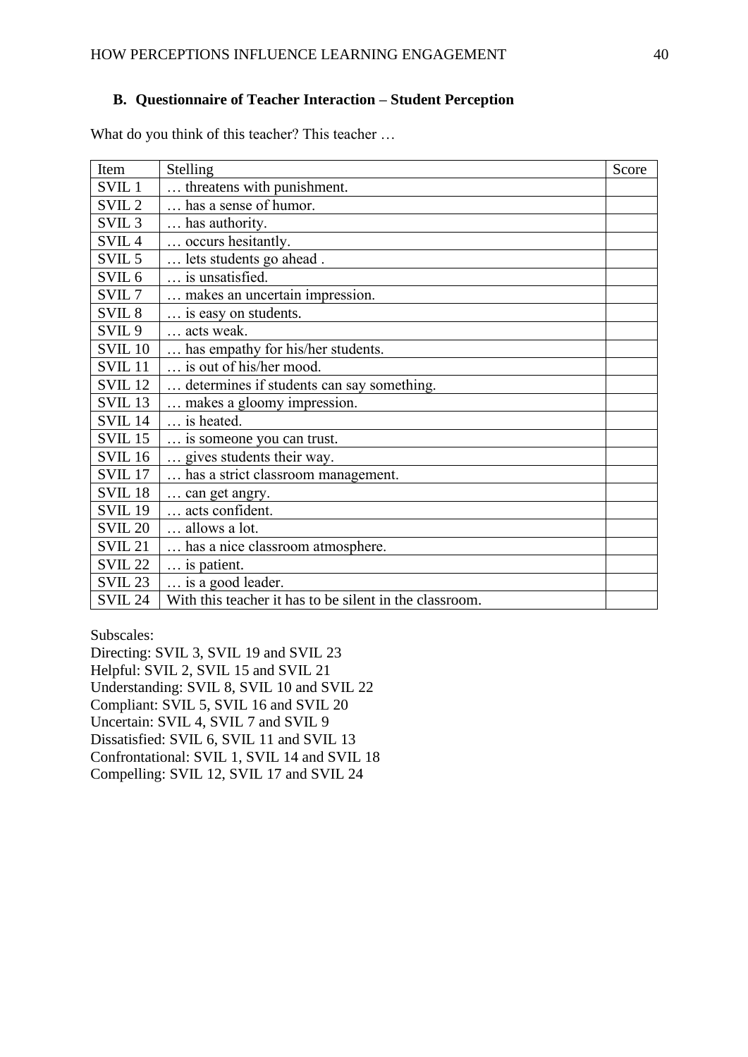## B. Questionnaire of Teacher Interaction – Student Perception

What do you think of this teacher? This teacher …

| Item | Stelling | Score |
|---|---|---|
| SVIL 1 | … threatens with punishment. | |
| SVIL 2 | … has a sense of humor. | |
| SVIL 3 | … has authority. | |
| SVIL 4 | … occurs hesitantly. | |
| SVIL 5 | … lets students go ahead . | |
| SVIL 6 | … is unsatisfied. | |
| SVIL 7 | … makes an uncertain impression. | |
| SVIL 8 | … is easy on students. | |
| SVIL 9 | … acts weak. | |
| SVIL 10 | … has empathy for his/her students. | |
| SVIL 11 | … is out of his/her mood. | |
| SVIL 12 | … determines if students can say something. | |
| SVIL 13 | … makes a gloomy impression. | |
| SVIL 14 | … is heated. | |
| SVIL 15 | … is someone you can trust. | |
| SVIL 16 | … gives students their way. | |
| SVIL 17 | … has a strict classroom management. | |
| SVIL 18 | … can get angry. | |
| SVIL 19 | … acts confident. | |
| SVIL 20 | … allows a lot. | |
| SVIL 21 | … has a nice classroom atmosphere. | |
| SVIL 22 | … is patient. | |
| SVIL 23 | … is a good leader. | |
| SVIL 24 | With this teacher it has to be silent in the classroom. | |

Subscales:
Directing: SVIL 3, SVIL 19 and SVIL 23
Helpful: SVIL 2, SVIL 15 and SVIL 21
Understanding: SVIL 8, SVIL 10 and SVIL 22
Compliant: SVIL 5, SVIL 16 and SVIL 20
Uncertain: SVIL 4, SVIL 7 and SVIL 9
Dissatisfied: SVIL 6, SVIL 11 and SVIL 13
Confrontational: SVIL 1, SVIL 14 and SVIL 18
Compelling: SVIL 12, SVIL 17 and SVIL 24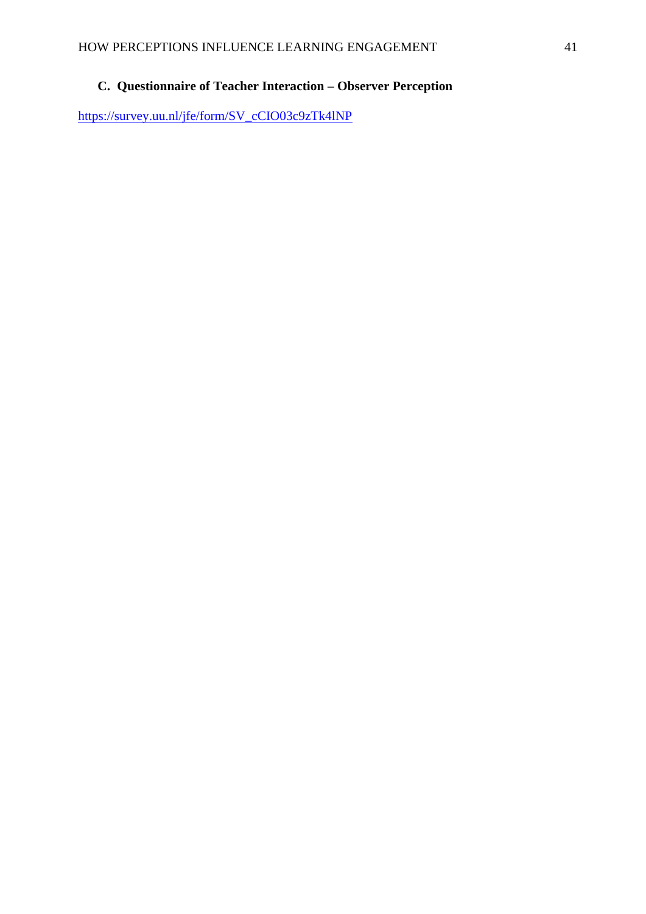### C. Questionnaire of Teacher Interaction – Observer Perception

https://survey.uu.nl/jfe/form/SV_cCIO03c9zTk4lNP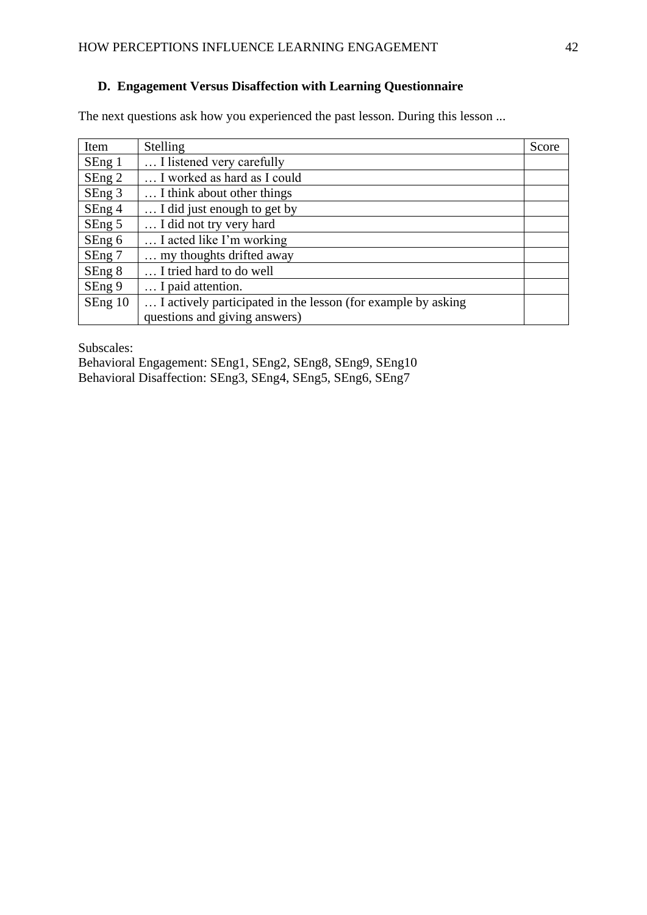### D. Engagement Versus Disaffection with Learning Questionnaire

The next questions ask how you experienced the past lesson. During this lesson ...

| Item | Stelling | Score |
|---|---|---|
| SEng 1 | … I listened very carefully | |
| SEng 2 | … I worked as hard as I could | |
| SEng 3 | … I think about other things | |
| SEng 4 | … I did just enough to get by | |
| SEng 5 | … I did not try very hard | |
| SEng 6 | … I acted like I'm working | |
| SEng 7 | … my thoughts drifted away | |
| SEng 8 | … I tried hard to do well | |
| SEng 9 | … I paid attention. | |
| SEng 10 | … I actively participated in the lesson (for example by asking questions and giving answers) | |

Subscales:
Behavioral Engagement: SEng1, SEng2, SEng8, SEng9, SEng10
Behavioral Disaffection: SEng3, SEng4, SEng5, SEng6, SEng7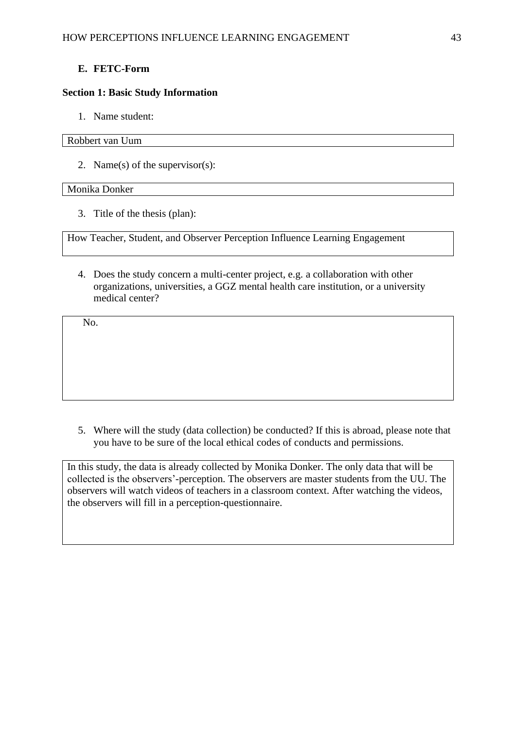**E. FETC-Form**

**Section 1: Basic Study Information**

1. Name student:

Robbert van Uum

2. Name(s) of the supervisor(s):

Monika Donker

3. Title of the thesis (plan):

How Teacher, Student, and Observer Perception Influence Learning Engagement

4. Does the study concern a multi-center project, e.g. a collaboration with other organizations, universities, a GGZ mental health care institution, or a university medical center?

No.

5. Where will the study (data collection) be conducted? If this is abroad, please note that you have to be sure of the local ethical codes of conducts and permissions.

In this study, the data is already collected by Monika Donker. The only data that will be collected is the observers'-perception. The observers are master students from the UU. The observers will watch videos of teachers in a classroom context. After watching the videos, the observers will fill in a perception-questionnaire.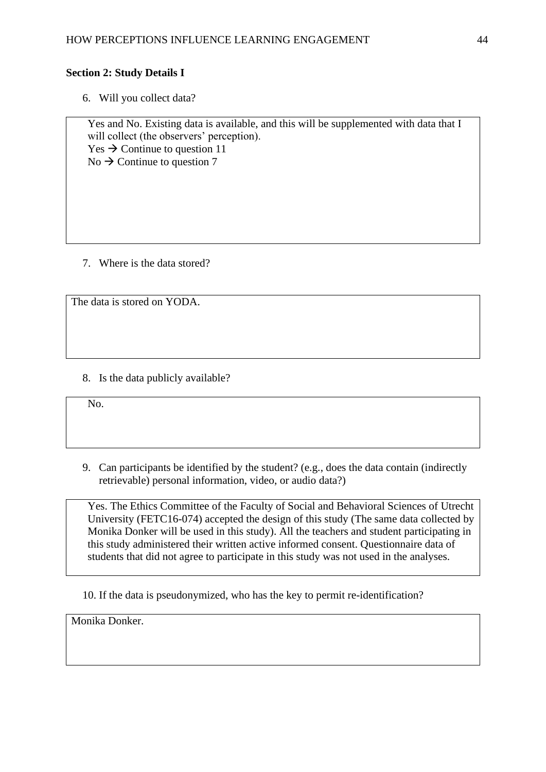**Section 2: Study Details I**

6. Will you collect data?

Yes and No. Existing data is available, and this will be supplemented with data that I will collect (the observers' perception).
Yes → Continue to question 11
No → Continue to question 7

7. Where is the data stored?

The data is stored on YODA.

8. Is the data publicly available?

No.

9. Can participants be identified by the student? (e.g., does the data contain (indirectly retrievable) personal information, video, or audio data?)

Yes. The Ethics Committee of the Faculty of Social and Behavioral Sciences of Utrecht University (FETC16-074) accepted the design of this study (The same data collected by Monika Donker will be used in this study). All the teachers and student participating in this study administered their written active informed consent. Questionnaire data of students that did not agree to participate in this study was not used in the analyses.

10. If the data is pseudonymized, who has the key to permit re-identification?

Monika Donker.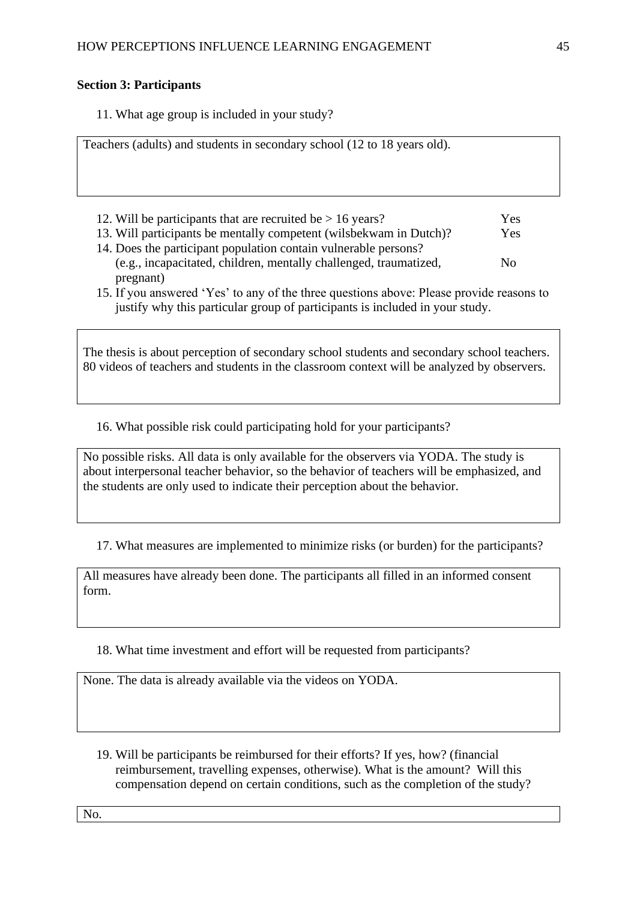**Section 3: Participants**

11. What age group is included in your study?

Teachers (adults) and students in secondary school (12 to 18 years old).

12. Will be participants that are recruited be > 16 years? Yes
13. Will participants be mentally competent (wilsbekwam in Dutch)? Yes
14. Does the participant population contain vulnerable persons? (e.g., incapacitated, children, mentally challenged, traumatized, pregnant) No
15. If you answered 'Yes' to any of the three questions above: Please provide reasons to justify why this particular group of participants is included in your study.

The thesis is about perception of secondary school students and secondary school teachers. 80 videos of teachers and students in the classroom context will be analyzed by observers.

16. What possible risk could participating hold for your participants?

No possible risks. All data is only available for the observers via YODA. The study is about interpersonal teacher behavior, so the behavior of teachers will be emphasized, and the students are only used to indicate their perception about the behavior.

17. What measures are implemented to minimize risks (or burden) for the participants?

All measures have already been done. The participants all filled in an informed consent form.

18. What time investment and effort will be requested from participants?

None. The data is already available via the videos on YODA.

19. Will be participants be reimbursed for their efforts? If yes, how? (financial reimbursement, travelling expenses, otherwise). What is the amount? Will this compensation depend on certain conditions, such as the completion of the study?

No.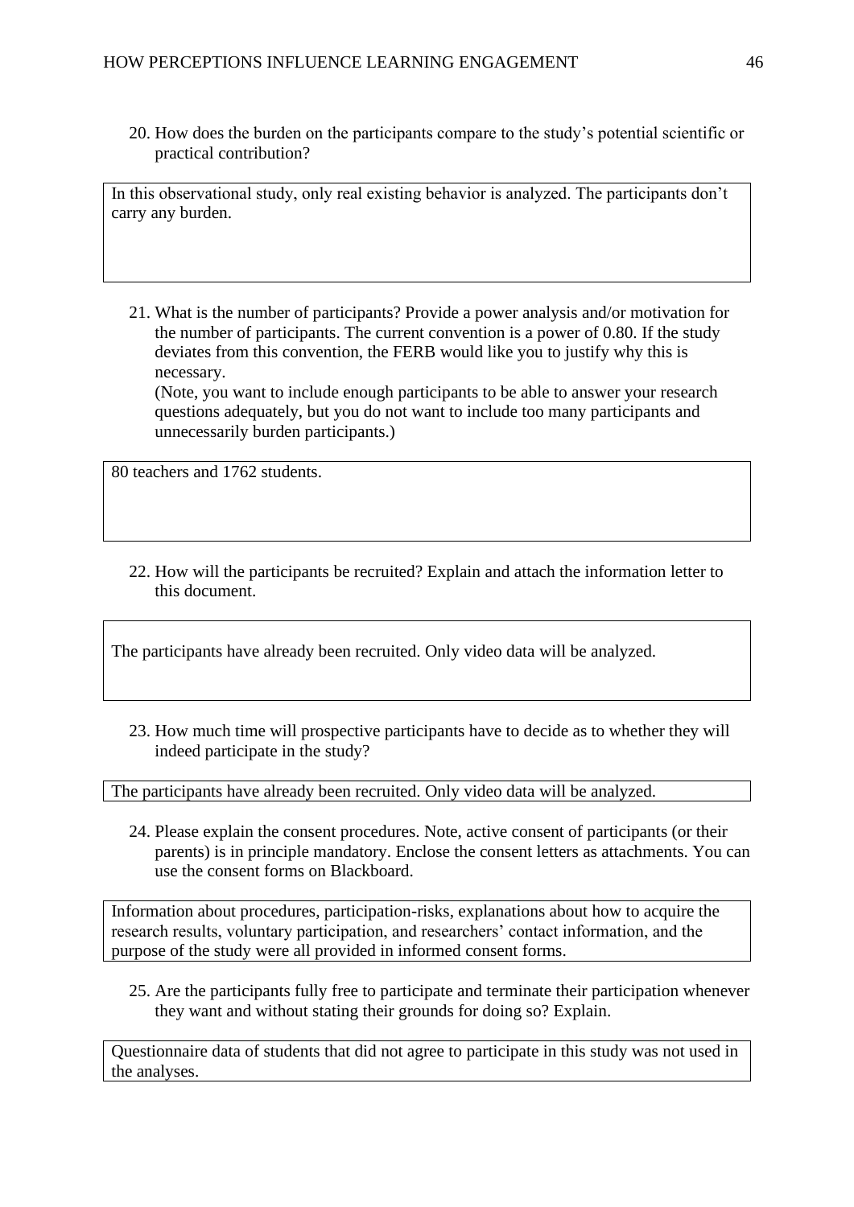20. How does the burden on the participants compare to the study's potential scientific or practical contribution?

In this observational study, only real existing behavior is analyzed. The participants don't carry any burden.

21. What is the number of participants? Provide a power analysis and/or motivation for the number of participants. The current convention is a power of 0.80. If the study deviates from this convention, the FERB would like you to justify why this is necessary.
(Note, you want to include enough participants to be able to answer your research questions adequately, but you do not want to include too many participants and unnecessarily burden participants.)

80 teachers and 1762 students.

22. How will the participants be recruited? Explain and attach the information letter to this document.

The participants have already been recruited. Only video data will be analyzed.

23. How much time will prospective participants have to decide as to whether they will indeed participate in the study?

The participants have already been recruited. Only video data will be analyzed.

24. Please explain the consent procedures. Note, active consent of participants (or their parents) is in principle mandatory. Enclose the consent letters as attachments. You can use the consent forms on Blackboard.

Information about procedures, participation-risks, explanations about how to acquire the research results, voluntary participation, and researchers' contact information, and the purpose of the study were all provided in informed consent forms.

25. Are the participants fully free to participate and terminate their participation whenever they want and without stating their grounds for doing so? Explain.

Questionnaire data of students that did not agree to participate in this study was not used in the analyses.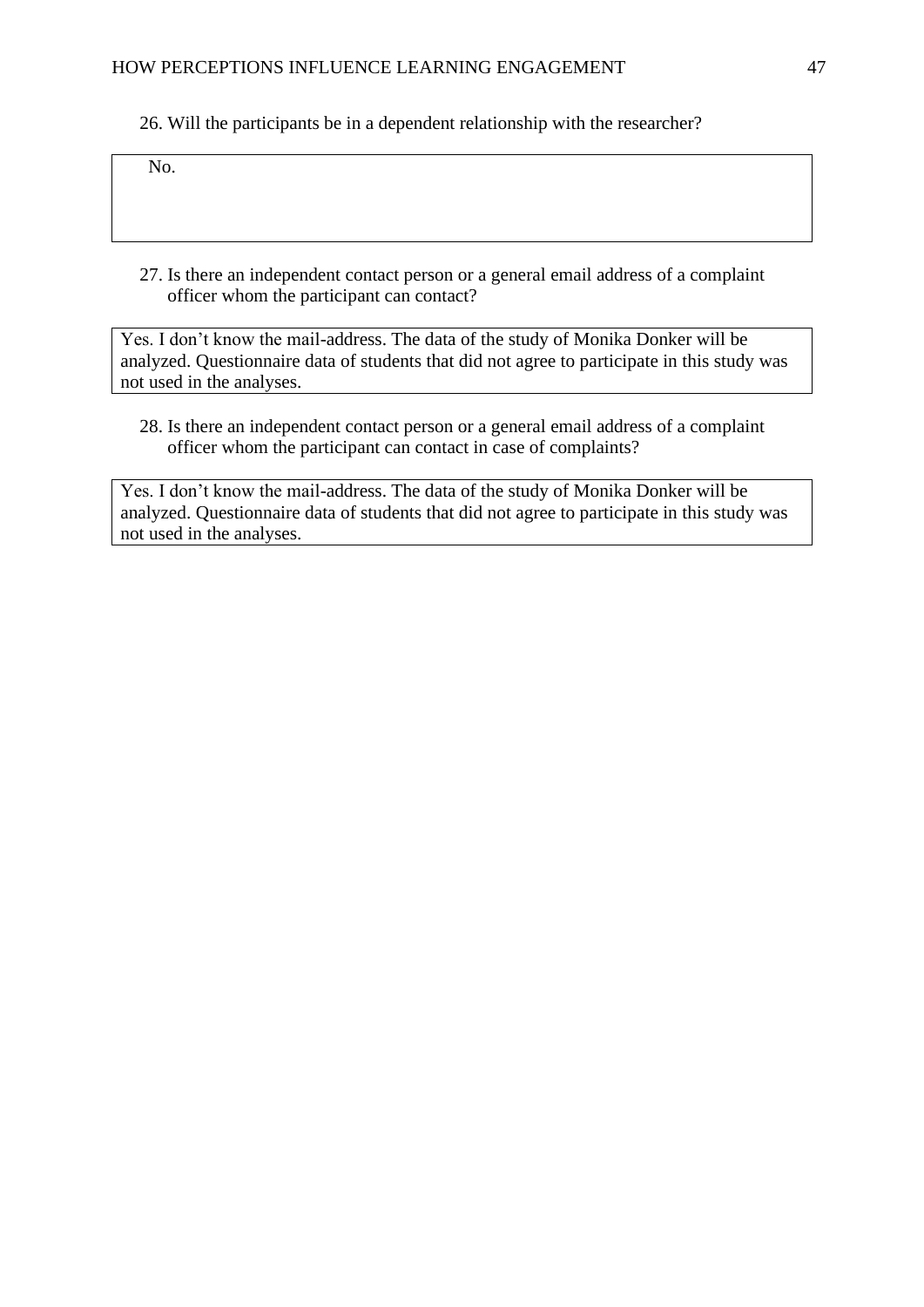26. Will the participants be in a dependent relationship with the researcher?

No.

27. Is there an independent contact person or a general email address of a complaint officer whom the participant can contact?

Yes. I don't know the mail-address. The data of the study of Monika Donker will be analyzed. Questionnaire data of students that did not agree to participate in this study was not used in the analyses.

28. Is there an independent contact person or a general email address of a complaint officer whom the participant can contact in case of complaints?

Yes. I don't know the mail-address. The data of the study of Monika Donker will be analyzed. Questionnaire data of students that did not agree to participate in this study was not used in the analyses.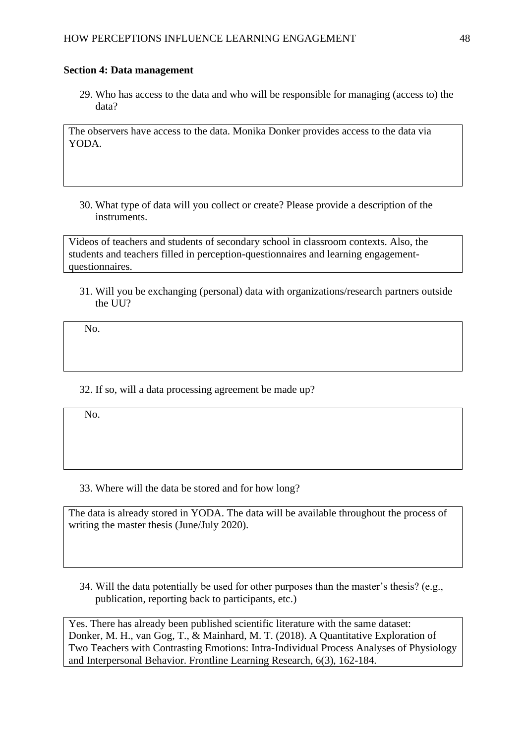**Section 4: Data management**

29. Who has access to the data and who will be responsible for managing (access to) the data?

The observers have access to the data. Monika Donker provides access to the data via YODA.

30. What type of data will you collect or create? Please provide a description of the instruments.

Videos of teachers and students of secondary school in classroom contexts. Also, the students and teachers filled in perception-questionnaires and learning engagement-questionnaires.

31. Will you be exchanging (personal) data with organizations/research partners outside the UU?

No.

32. If so, will a data processing agreement be made up?

No.

33. Where will the data be stored and for how long?

The data is already stored in YODA. The data will be available throughout the process of writing the master thesis (June/July 2020).

34. Will the data potentially be used for other purposes than the master's thesis? (e.g., publication, reporting back to participants, etc.)

Yes. There has already been published scientific literature with the same dataset: Donker, M. H., van Gog, T., & Mainhard, M. T. (2018). A Quantitative Exploration of Two Teachers with Contrasting Emotions: Intra-Individual Process Analyses of Physiology and Interpersonal Behavior. Frontline Learning Research, 6(3), 162-184.